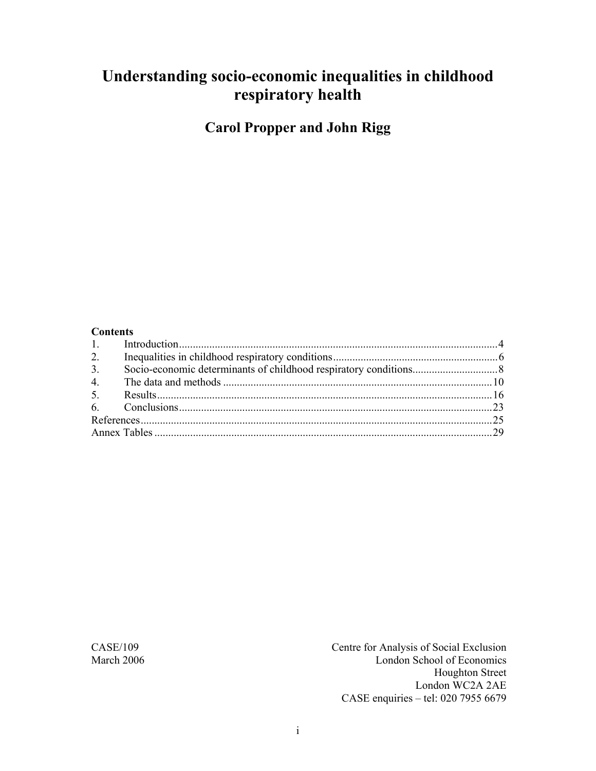# Understanding socio-economic inequalities in childhood respiratory health

## Carol Propper and John Rigg

**Contents**

| | | |
|---|---|---|
| 1. | Introduction | 4 |
| 2. | Inequalities in childhood respiratory conditions | 6 |
| 3. | Socio-economic determinants of childhood respiratory conditions | 8 |
| 4. | The data and methods | 10 |
| 5. | Results | 16 |
| 6. | Conclusions | 23 |
| References | | 25 |
| Annex Tables | | 29 |

CASE/109
March 2006

Centre for Analysis of Social Exclusion
London School of Economics
Houghton Street
London WC2A 2AE
CASE enquiries – tel: 020 7955 6679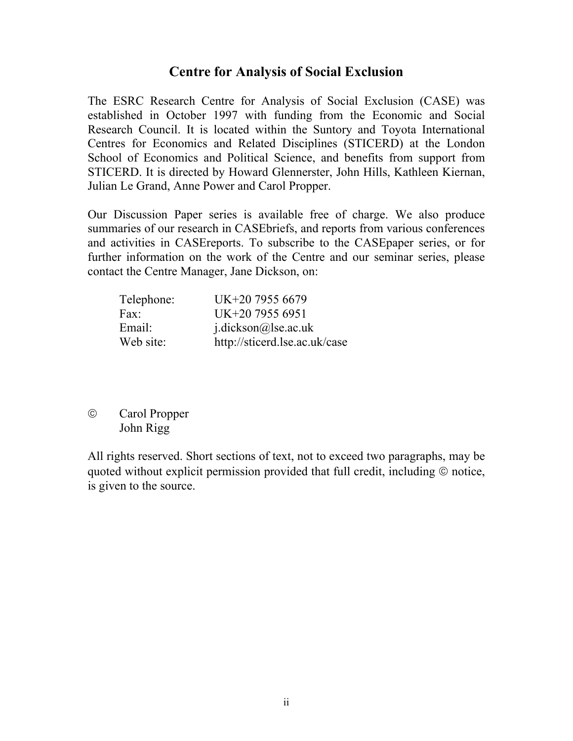## Centre for Analysis of Social Exclusion

The ESRC Research Centre for Analysis of Social Exclusion (CASE) was established in October 1997 with funding from the Economic and Social Research Council. It is located within the Suntory and Toyota International Centres for Economics and Related Disciplines (STICERD) at the London School of Economics and Political Science, and benefits from support from STICERD. It is directed by Howard Glennerster, John Hills, Kathleen Kiernan, Julian Le Grand, Anne Power and Carol Propper.

Our Discussion Paper series is available free of charge. We also produce summaries of our research in CASEbriefs, and reports from various conferences and activities in CASEreports. To subscribe to the CASEpaper series, or for further information on the work of the Centre and our seminar series, please contact the Centre Manager, Jane Dickson, on:

| | |
|---|---|
| Telephone: | UK+20 7955 6679 |
| Fax: | UK+20 7955 6951 |
| Email: | j.dickson@lse.ac.uk |
| Web site: | http://sticerd.lse.ac.uk/case |

© Carol Propper
John Rigg

All rights reserved. Short sections of text, not to exceed two paragraphs, may be quoted without explicit permission provided that full credit, including © notice, is given to the source.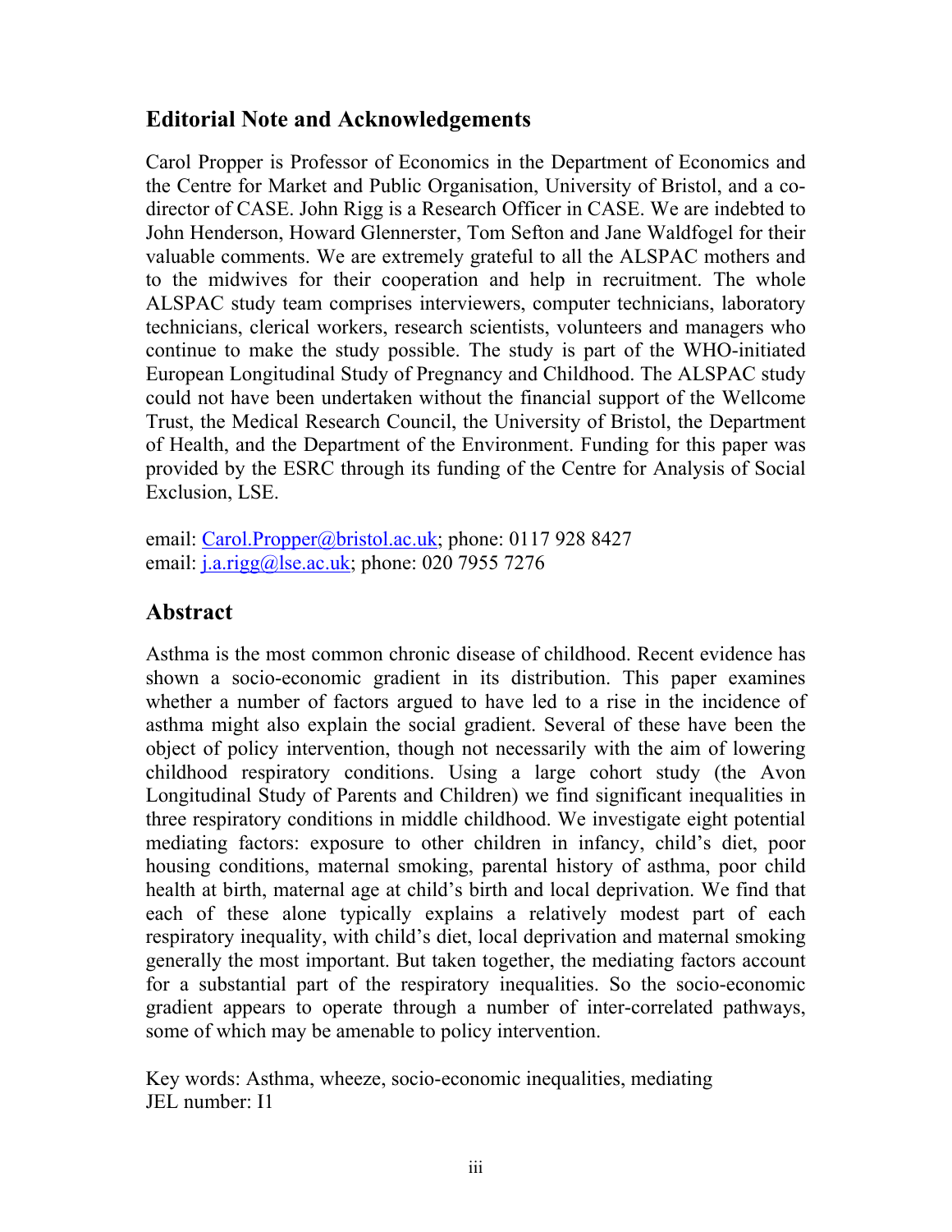## Editorial Note and Acknowledgements

Carol Propper is Professor of Economics in the Department of Economics and the Centre for Market and Public Organisation, University of Bristol, and a co-director of CASE. John Rigg is a Research Officer in CASE. We are indebted to John Henderson, Howard Glennerster, Tom Sefton and Jane Waldfogel for their valuable comments. We are extremely grateful to all the ALSPAC mothers and to the midwives for their cooperation and help in recruitment. The whole ALSPAC study team comprises interviewers, computer technicians, laboratory technicians, clerical workers, research scientists, volunteers and managers who continue to make the study possible. The study is part of the WHO-initiated European Longitudinal Study of Pregnancy and Childhood. The ALSPAC study could not have been undertaken without the financial support of the Wellcome Trust, the Medical Research Council, the University of Bristol, the Department of Health, and the Department of the Environment. Funding for this paper was provided by the ESRC through its funding of the Centre for Analysis of Social Exclusion, LSE.

email: Carol.Propper@bristol.ac.uk; phone: 0117 928 8427
email: j.a.rigg@lse.ac.uk; phone: 020 7955 7276

## Abstract

Asthma is the most common chronic disease of childhood. Recent evidence has shown a socio-economic gradient in its distribution. This paper examines whether a number of factors argued to have led to a rise in the incidence of asthma might also explain the social gradient. Several of these have been the object of policy intervention, though not necessarily with the aim of lowering childhood respiratory conditions. Using a large cohort study (the Avon Longitudinal Study of Parents and Children) we find significant inequalities in three respiratory conditions in middle childhood. We investigate eight potential mediating factors: exposure to other children in infancy, child's diet, poor housing conditions, maternal smoking, parental history of asthma, poor child health at birth, maternal age at child's birth and local deprivation. We find that each of these alone typically explains a relatively modest part of each respiratory inequality, with child's diet, local deprivation and maternal smoking generally the most important. But taken together, the mediating factors account for a substantial part of the respiratory inequalities. So the socio-economic gradient appears to operate through a number of inter-correlated pathways, some of which may be amenable to policy intervention.

Key words: Asthma, wheeze, socio-economic inequalities, mediating
JEL number: I1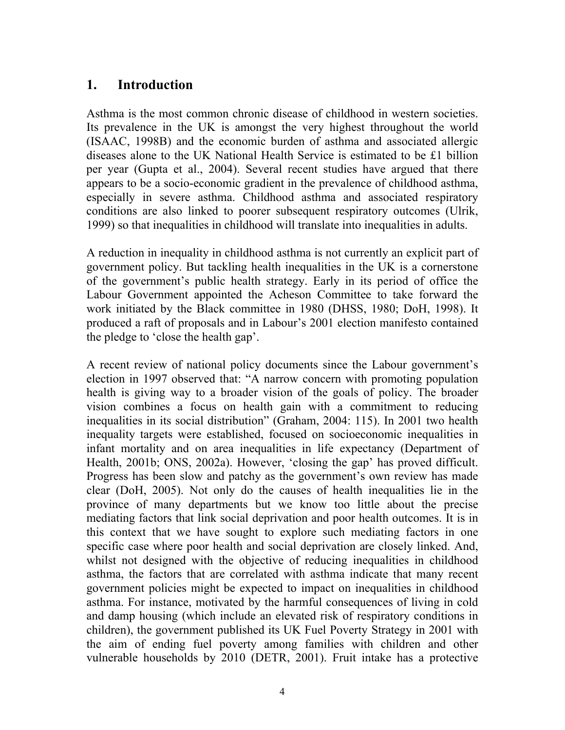# 1. Introduction

Asthma is the most common chronic disease of childhood in western societies. Its prevalence in the UK is amongst the very highest throughout the world (ISAAC, 1998B) and the economic burden of asthma and associated allergic diseases alone to the UK National Health Service is estimated to be £1 billion per year (Gupta et al., 2004). Several recent studies have argued that there appears to be a socio-economic gradient in the prevalence of childhood asthma, especially in severe asthma. Childhood asthma and associated respiratory conditions are also linked to poorer subsequent respiratory outcomes (Ulrik, 1999) so that inequalities in childhood will translate into inequalities in adults.

A reduction in inequality in childhood asthma is not currently an explicit part of government policy. But tackling health inequalities in the UK is a cornerstone of the government's public health strategy. Early in its period of office the Labour Government appointed the Acheson Committee to take forward the work initiated by the Black committee in 1980 (DHSS, 1980; DoH, 1998). It produced a raft of proposals and in Labour's 2001 election manifesto contained the pledge to 'close the health gap'.

A recent review of national policy documents since the Labour government's election in 1997 observed that: "A narrow concern with promoting population health is giving way to a broader vision of the goals of policy. The broader vision combines a focus on health gain with a commitment to reducing inequalities in its social distribution" (Graham, 2004: 115). In 2001 two health inequality targets were established, focused on socioeconomic inequalities in infant mortality and on area inequalities in life expectancy (Department of Health, 2001b; ONS, 2002a). However, 'closing the gap' has proved difficult. Progress has been slow and patchy as the government's own review has made clear (DoH, 2005). Not only do the causes of health inequalities lie in the province of many departments but we know too little about the precise mediating factors that link social deprivation and poor health outcomes. It is in this context that we have sought to explore such mediating factors in one specific case where poor health and social deprivation are closely linked. And, whilst not designed with the objective of reducing inequalities in childhood asthma, the factors that are correlated with asthma indicate that many recent government policies might be expected to impact on inequalities in childhood asthma. For instance, motivated by the harmful consequences of living in cold and damp housing (which include an elevated risk of respiratory conditions in children), the government published its UK Fuel Poverty Strategy in 2001 with the aim of ending fuel poverty among families with children and other vulnerable households by 2010 (DETR, 2001). Fruit intake has a protective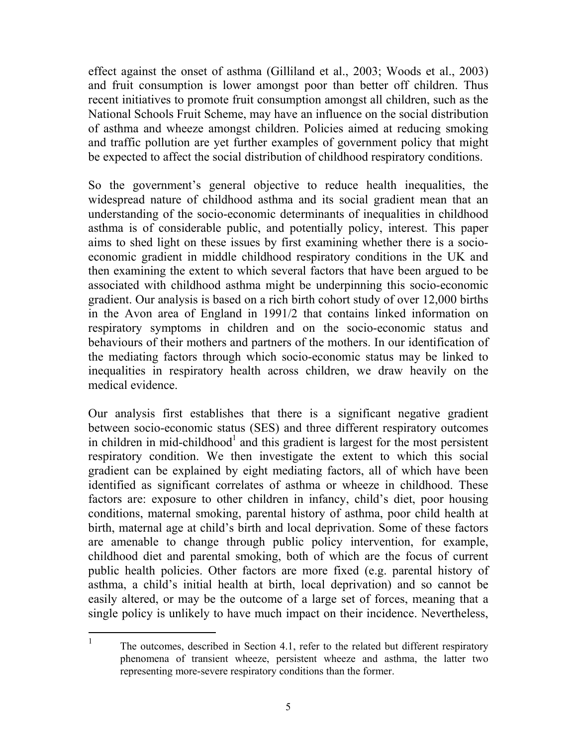effect against the onset of asthma (Gilliland et al., 2003; Woods et al., 2003) and fruit consumption is lower amongst poor than better off children. Thus recent initiatives to promote fruit consumption amongst all children, such as the National Schools Fruit Scheme, may have an influence on the social distribution of asthma and wheeze amongst children. Policies aimed at reducing smoking and traffic pollution are yet further examples of government policy that might be expected to affect the social distribution of childhood respiratory conditions.

So the government's general objective to reduce health inequalities, the widespread nature of childhood asthma and its social gradient mean that an understanding of the socio-economic determinants of inequalities in childhood asthma is of considerable public, and potentially policy, interest. This paper aims to shed light on these issues by first examining whether there is a socio-economic gradient in middle childhood respiratory conditions in the UK and then examining the extent to which several factors that have been argued to be associated with childhood asthma might be underpinning this socio-economic gradient. Our analysis is based on a rich birth cohort study of over 12,000 births in the Avon area of England in 1991/2 that contains linked information on respiratory symptoms in children and on the socio-economic status and behaviours of their mothers and partners of the mothers. In our identification of the mediating factors through which socio-economic status may be linked to inequalities in respiratory health across children, we draw heavily on the medical evidence.

Our analysis first establishes that there is a significant negative gradient between socio-economic status (SES) and three different respiratory outcomes in children in mid-childhood[1] and this gradient is largest for the most persistent respiratory condition. We then investigate the extent to which this social gradient can be explained by eight mediating factors, all of which have been identified as significant correlates of asthma or wheeze in childhood. These factors are: exposure to other children in infancy, child's diet, poor housing conditions, maternal smoking, parental history of asthma, poor child health at birth, maternal age at child's birth and local deprivation. Some of these factors are amenable to change through public policy intervention, for example, childhood diet and parental smoking, both of which are the focus of current public health policies. Other factors are more fixed (e.g. parental history of asthma, a child's initial health at birth, local deprivation) and so cannot be easily altered, or may be the outcome of a large set of forces, meaning that a single policy is unlikely to have much impact on their incidence. Nevertheless,

[1] The outcomes, described in Section 4.1, refer to the related but different respiratory phenomena of transient wheeze, persistent wheeze and asthma, the latter two representing more-severe respiratory conditions than the former.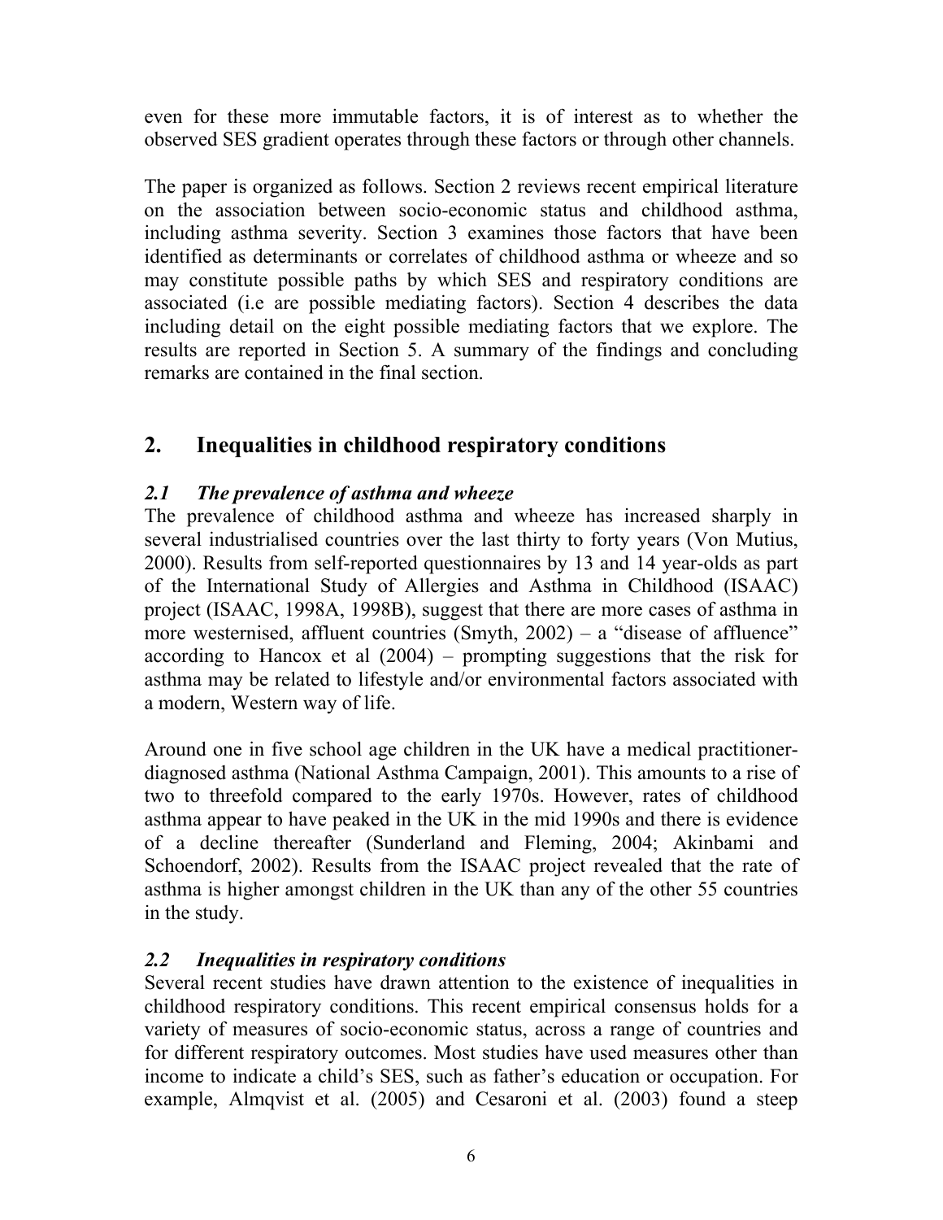even for these more immutable factors, it is of interest as to whether the observed SES gradient operates through these factors or through other channels.

The paper is organized as follows. Section 2 reviews recent empirical literature on the association between socio-economic status and childhood asthma, including asthma severity. Section 3 examines those factors that have been identified as determinants or correlates of childhood asthma or wheeze and so may constitute possible paths by which SES and respiratory conditions are associated (i.e are possible mediating factors). Section 4 describes the data including detail on the eight possible mediating factors that we explore. The results are reported in Section 5. A summary of the findings and concluding remarks are contained in the final section.

## 2. Inequalities in childhood respiratory conditions

### *2.1 The prevalence of asthma and wheeze*

The prevalence of childhood asthma and wheeze has increased sharply in several industrialised countries over the last thirty to forty years (Von Mutius, 2000). Results from self-reported questionnaires by 13 and 14 year-olds as part of the International Study of Allergies and Asthma in Childhood (ISAAC) project (ISAAC, 1998A, 1998B), suggest that there are more cases of asthma in more westernised, affluent countries (Smyth, 2002) – a "disease of affluence" according to Hancox et al (2004) – prompting suggestions that the risk for asthma may be related to lifestyle and/or environmental factors associated with a modern, Western way of life.

Around one in five school age children in the UK have a medical practitioner-diagnosed asthma (National Asthma Campaign, 2001). This amounts to a rise of two to threefold compared to the early 1970s. However, rates of childhood asthma appear to have peaked in the UK in the mid 1990s and there is evidence of a decline thereafter (Sunderland and Fleming, 2004; Akinbami and Schoendorf, 2002). Results from the ISAAC project revealed that the rate of asthma is higher amongst children in the UK than any of the other 55 countries in the study.

### *2.2 Inequalities in respiratory conditions*

Several recent studies have drawn attention to the existence of inequalities in childhood respiratory conditions. This recent empirical consensus holds for a variety of measures of socio-economic status, across a range of countries and for different respiratory outcomes. Most studies have used measures other than income to indicate a child's SES, such as father's education or occupation. For example, Almqvist et al. (2005) and Cesaroni et al. (2003) found a steep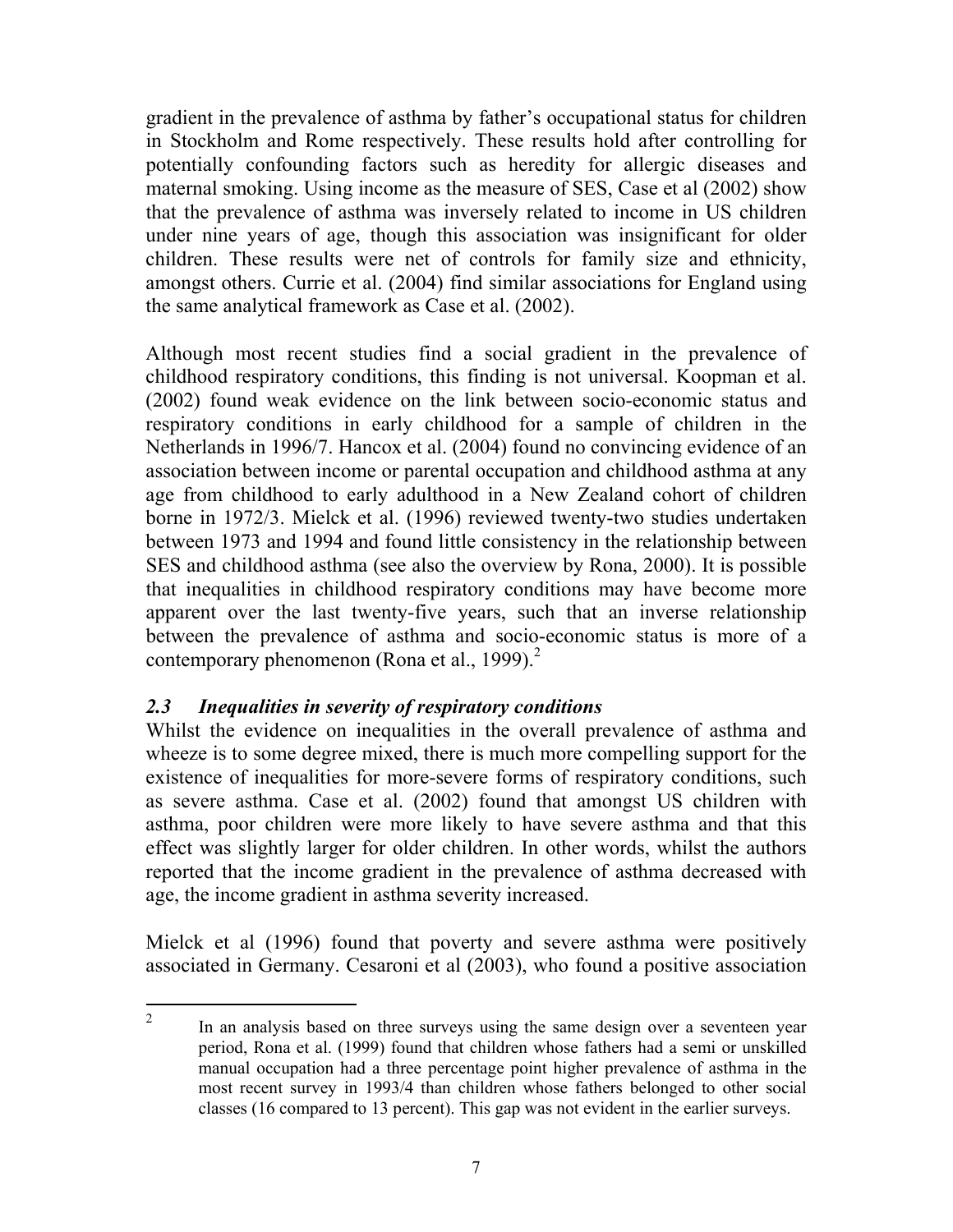gradient in the prevalence of asthma by father's occupational status for children in Stockholm and Rome respectively. These results hold after controlling for potentially confounding factors such as heredity for allergic diseases and maternal smoking. Using income as the measure of SES, Case et al (2002) show that the prevalence of asthma was inversely related to income in US children under nine years of age, though this association was insignificant for older children. These results were net of controls for family size and ethnicity, amongst others. Currie et al. (2004) find similar associations for England using the same analytical framework as Case et al. (2002).

Although most recent studies find a social gradient in the prevalence of childhood respiratory conditions, this finding is not universal. Koopman et al. (2002) found weak evidence on the link between socio-economic status and respiratory conditions in early childhood for a sample of children in the Netherlands in 1996/7. Hancox et al. (2004) found no convincing evidence of an association between income or parental occupation and childhood asthma at any age from childhood to early adulthood in a New Zealand cohort of children borne in 1972/3. Mielck et al. (1996) reviewed twenty-two studies undertaken between 1973 and 1994 and found little consistency in the relationship between SES and childhood asthma (see also the overview by Rona, 2000). It is possible that inequalities in childhood respiratory conditions may have become more apparent over the last twenty-five years, such that an inverse relationship between the prevalence of asthma and socio-economic status is more of a contemporary phenomenon (Rona et al., 1999).[2]

### *2.3 Inequalities in severity of respiratory conditions*

Whilst the evidence on inequalities in the overall prevalence of asthma and wheeze is to some degree mixed, there is much more compelling support for the existence of inequalities for more-severe forms of respiratory conditions, such as severe asthma. Case et al. (2002) found that amongst US children with asthma, poor children were more likely to have severe asthma and that this effect was slightly larger for older children. In other words, whilst the authors reported that the income gradient in the prevalence of asthma decreased with age, the income gradient in asthma severity increased.

Mielck et al (1996) found that poverty and severe asthma were positively associated in Germany. Cesaroni et al (2003), who found a positive association

---

[2] In an analysis based on three surveys using the same design over a seventeen year period, Rona et al. (1999) found that children whose fathers had a semi or unskilled manual occupation had a three percentage point higher prevalence of asthma in the most recent survey in 1993/4 than children whose fathers belonged to other social classes (16 compared to 13 percent). This gap was not evident in the earlier surveys.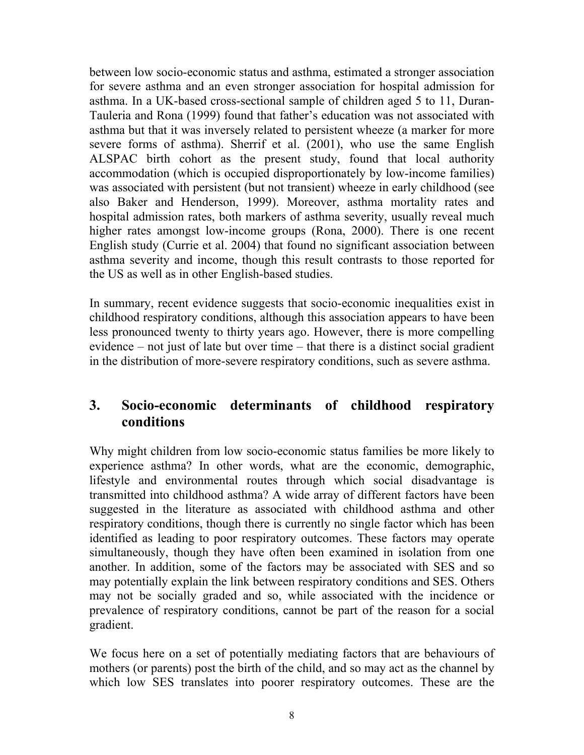between low socio-economic status and asthma, estimated a stronger association for severe asthma and an even stronger association for hospital admission for asthma. In a UK-based cross-sectional sample of children aged 5 to 11, Duran-Tauleria and Rona (1999) found that father's education was not associated with asthma but that it was inversely related to persistent wheeze (a marker for more severe forms of asthma). Sherrif et al. (2001), who use the same English ALSPAC birth cohort as the present study, found that local authority accommodation (which is occupied disproportionately by low-income families) was associated with persistent (but not transient) wheeze in early childhood (see also Baker and Henderson, 1999). Moreover, asthma mortality rates and hospital admission rates, both markers of asthma severity, usually reveal much higher rates amongst low-income groups (Rona, 2000). There is one recent English study (Currie et al. 2004) that found no significant association between asthma severity and income, though this result contrasts to those reported for the US as well as in other English-based studies.

In summary, recent evidence suggests that socio-economic inequalities exist in childhood respiratory conditions, although this association appears to have been less pronounced twenty to thirty years ago. However, there is more compelling evidence – not just of late but over time – that there is a distinct social gradient in the distribution of more-severe respiratory conditions, such as severe asthma.

## 3. Socio-economic determinants of childhood respiratory conditions

Why might children from low socio-economic status families be more likely to experience asthma? In other words, what are the economic, demographic, lifestyle and environmental routes through which social disadvantage is transmitted into childhood asthma? A wide array of different factors have been suggested in the literature as associated with childhood asthma and other respiratory conditions, though there is currently no single factor which has been identified as leading to poor respiratory outcomes. These factors may operate simultaneously, though they have often been examined in isolation from one another. In addition, some of the factors may be associated with SES and so may potentially explain the link between respiratory conditions and SES. Others may not be socially graded and so, while associated with the incidence or prevalence of respiratory conditions, cannot be part of the reason for a social gradient.

We focus here on a set of potentially mediating factors that are behaviours of mothers (or parents) post the birth of the child, and so may act as the channel by which low SES translates into poorer respiratory outcomes. These are the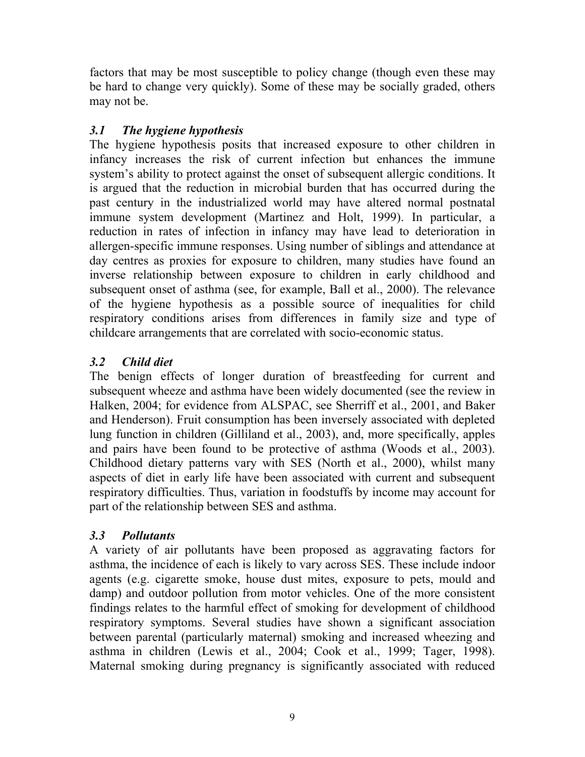factors that may be most susceptible to policy change (though even these may be hard to change very quickly). Some of these may be socially graded, others may not be.

### *3.1 The hygiene hypothesis*

The hygiene hypothesis posits that increased exposure to other children in infancy increases the risk of current infection but enhances the immune system's ability to protect against the onset of subsequent allergic conditions. It is argued that the reduction in microbial burden that has occurred during the past century in the industrialized world may have altered normal postnatal immune system development (Martinez and Holt, 1999). In particular, a reduction in rates of infection in infancy may have lead to deterioration in allergen-specific immune responses. Using number of siblings and attendance at day centres as proxies for exposure to children, many studies have found an inverse relationship between exposure to children in early childhood and subsequent onset of asthma (see, for example, Ball et al., 2000). The relevance of the hygiene hypothesis as a possible source of inequalities for child respiratory conditions arises from differences in family size and type of childcare arrangements that are correlated with socio-economic status.

### *3.2 Child diet*

The benign effects of longer duration of breastfeeding for current and subsequent wheeze and asthma have been widely documented (see the review in Halken, 2004; for evidence from ALSPAC, see Sherriff et al., 2001, and Baker and Henderson). Fruit consumption has been inversely associated with depleted lung function in children (Gilliland et al., 2003), and, more specifically, apples and pairs have been found to be protective of asthma (Woods et al., 2003). Childhood dietary patterns vary with SES (North et al., 2000), whilst many aspects of diet in early life have been associated with current and subsequent respiratory difficulties. Thus, variation in foodstuffs by income may account for part of the relationship between SES and asthma.

### *3.3 Pollutants*

A variety of air pollutants have been proposed as aggravating factors for asthma, the incidence of each is likely to vary across SES. These include indoor agents (e.g. cigarette smoke, house dust mites, exposure to pets, mould and damp) and outdoor pollution from motor vehicles. One of the more consistent findings relates to the harmful effect of smoking for development of childhood respiratory symptoms. Several studies have shown a significant association between parental (particularly maternal) smoking and increased wheezing and asthma in children (Lewis et al., 2004; Cook et al., 1999; Tager, 1998). Maternal smoking during pregnancy is significantly associated with reduced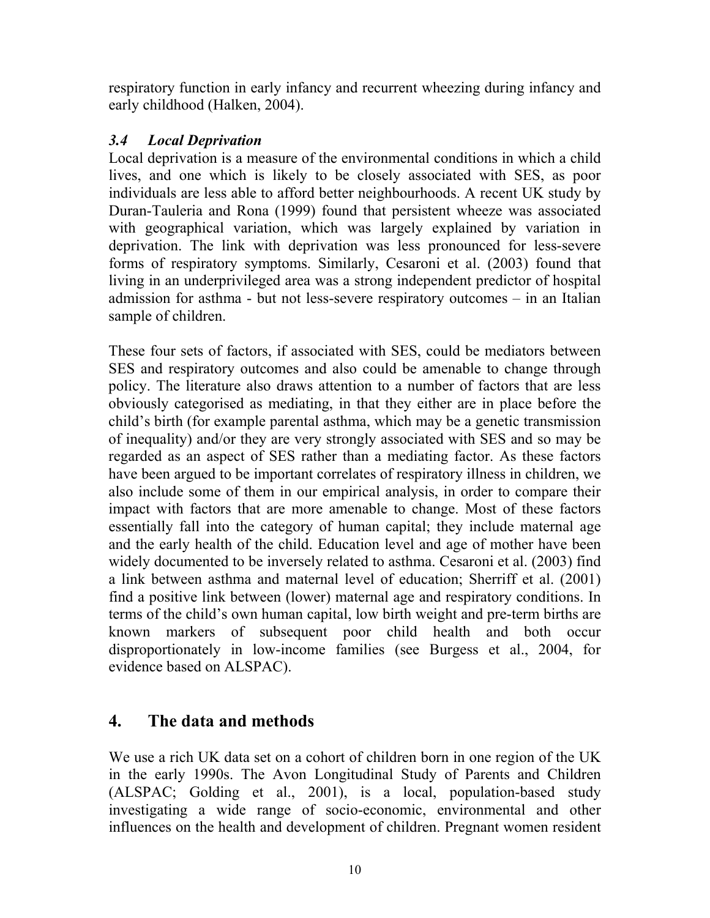respiratory function in early infancy and recurrent wheezing during infancy and early childhood (Halken, 2004).

### *3.4 Local Deprivation*

Local deprivation is a measure of the environmental conditions in which a child lives, and one which is likely to be closely associated with SES, as poor individuals are less able to afford better neighbourhoods. A recent UK study by Duran-Tauleria and Rona (1999) found that persistent wheeze was associated with geographical variation, which was largely explained by variation in deprivation. The link with deprivation was less pronounced for less-severe forms of respiratory symptoms. Similarly, Cesaroni et al. (2003) found that living in an underprivileged area was a strong independent predictor of hospital admission for asthma - but not less-severe respiratory outcomes – in an Italian sample of children.

These four sets of factors, if associated with SES, could be mediators between SES and respiratory outcomes and also could be amenable to change through policy. The literature also draws attention to a number of factors that are less obviously categorised as mediating, in that they either are in place before the child's birth (for example parental asthma, which may be a genetic transmission of inequality) and/or they are very strongly associated with SES and so may be regarded as an aspect of SES rather than a mediating factor. As these factors have been argued to be important correlates of respiratory illness in children, we also include some of them in our empirical analysis, in order to compare their impact with factors that are more amenable to change. Most of these factors essentially fall into the category of human capital; they include maternal age and the early health of the child. Education level and age of mother have been widely documented to be inversely related to asthma. Cesaroni et al. (2003) find a link between asthma and maternal level of education; Sherriff et al. (2001) find a positive link between (lower) maternal age and respiratory conditions. In terms of the child's own human capital, low birth weight and pre-term births are known markers of subsequent poor child health and both occur disproportionately in low-income families (see Burgess et al., 2004, for evidence based on ALSPAC).

## 4. The data and methods

We use a rich UK data set on a cohort of children born in one region of the UK in the early 1990s. The Avon Longitudinal Study of Parents and Children (ALSPAC; Golding et al., 2001), is a local, population-based study investigating a wide range of socio-economic, environmental and other influences on the health and development of children. Pregnant women resident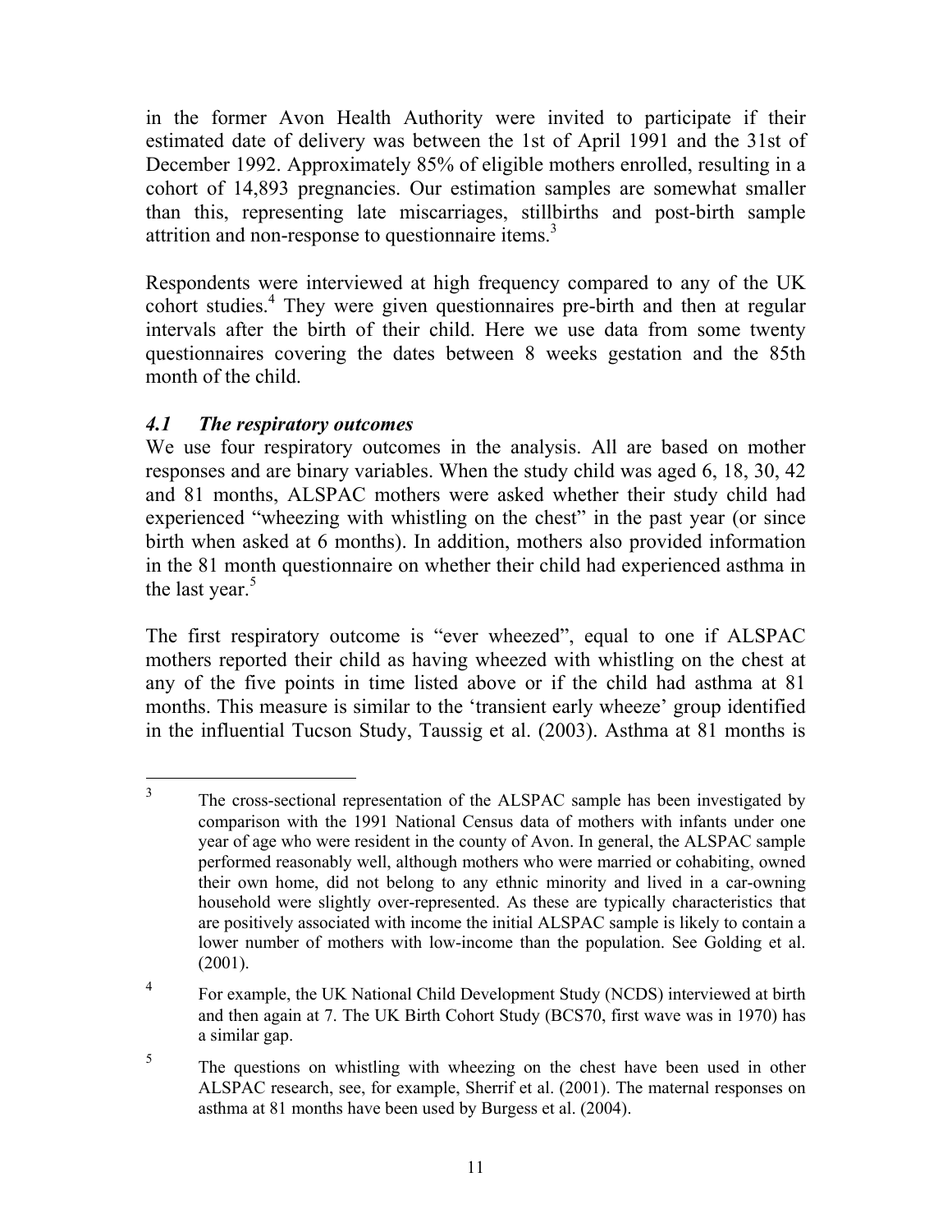in the former Avon Health Authority were invited to participate if their estimated date of delivery was between the 1st of April 1991 and the 31st of December 1992. Approximately 85% of eligible mothers enrolled, resulting in a cohort of 14,893 pregnancies. Our estimation samples are somewhat smaller than this, representing late miscarriages, stillbirths and post-birth sample attrition and non-response to questionnaire items.[3]

Respondents were interviewed at high frequency compared to any of the UK cohort studies.[4] They were given questionnaires pre-birth and then at regular intervals after the birth of their child. Here we use data from some twenty questionnaires covering the dates between 8 weeks gestation and the 85th month of the child.

### *4.1 The respiratory outcomes*

We use four respiratory outcomes in the analysis. All are based on mother responses and are binary variables. When the study child was aged 6, 18, 30, 42 and 81 months, ALSPAC mothers were asked whether their study child had experienced "wheezing with whistling on the chest" in the past year (or since birth when asked at 6 months). In addition, mothers also provided information in the 81 month questionnaire on whether their child had experienced asthma in the last year.[5]

The first respiratory outcome is "ever wheezed", equal to one if ALSPAC mothers reported their child as having wheezed with whistling on the chest at any of the five points in time listed above or if the child had asthma at 81 months. This measure is similar to the 'transient early wheeze' group identified in the influential Tucson Study, Taussig et al. (2003). Asthma at 81 months is

---

[3] The cross-sectional representation of the ALSPAC sample has been investigated by comparison with the 1991 National Census data of mothers with infants under one year of age who were resident in the county of Avon. In general, the ALSPAC sample performed reasonably well, although mothers who were married or cohabiting, owned their own home, did not belong to any ethnic minority and lived in a car-owning household were slightly over-represented. As these are typically characteristics that are positively associated with income the initial ALSPAC sample is likely to contain a lower number of mothers with low-income than the population. See Golding et al. (2001).

[4] For example, the UK National Child Development Study (NCDS) interviewed at birth and then again at 7. The UK Birth Cohort Study (BCS70, first wave was in 1970) has a similar gap.

[5] The questions on whistling with wheezing on the chest have been used in other ALSPAC research, see, for example, Sherrif et al. (2001). The maternal responses on asthma at 81 months have been used by Burgess et al. (2004).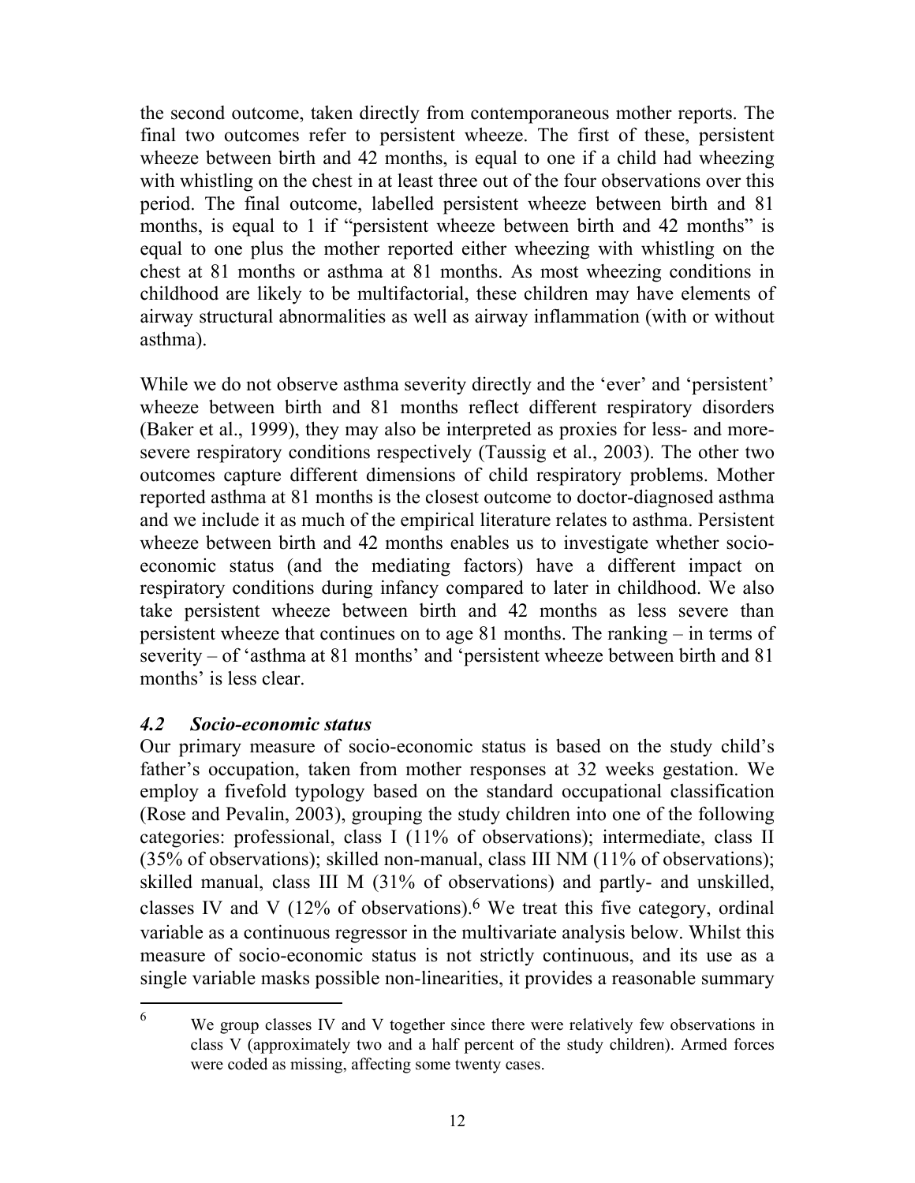the second outcome, taken directly from contemporaneous mother reports. The final two outcomes refer to persistent wheeze. The first of these, persistent wheeze between birth and 42 months, is equal to one if a child had wheezing with whistling on the chest in at least three out of the four observations over this period. The final outcome, labelled persistent wheeze between birth and 81 months, is equal to 1 if "persistent wheeze between birth and 42 months" is equal to one plus the mother reported either wheezing with whistling on the chest at 81 months or asthma at 81 months. As most wheezing conditions in childhood are likely to be multifactorial, these children may have elements of airway structural abnormalities as well as airway inflammation (with or without asthma).

While we do not observe asthma severity directly and the 'ever' and 'persistent' wheeze between birth and 81 months reflect different respiratory disorders (Baker et al., 1999), they may also be interpreted as proxies for less- and more-severe respiratory conditions respectively (Taussig et al., 2003). The other two outcomes capture different dimensions of child respiratory problems. Mother reported asthma at 81 months is the closest outcome to doctor-diagnosed asthma and we include it as much of the empirical literature relates to asthma. Persistent wheeze between birth and 42 months enables us to investigate whether socio-economic status (and the mediating factors) have a different impact on respiratory conditions during infancy compared to later in childhood. We also take persistent wheeze between birth and 42 months as less severe than persistent wheeze that continues on to age 81 months. The ranking – in terms of severity – of 'asthma at 81 months' and 'persistent wheeze between birth and 81 months' is less clear.

### *4.2 Socio-economic status*

Our primary measure of socio-economic status is based on the study child's father's occupation, taken from mother responses at 32 weeks gestation. We employ a fivefold typology based on the standard occupational classification (Rose and Pevalin, 2003), grouping the study children into one of the following categories: professional, class I (11% of observations); intermediate, class II (35% of observations); skilled non-manual, class III NM (11% of observations); skilled manual, class III M (31% of observations) and partly- and unskilled, classes IV and V (12% of observations).[6] We treat this five category, ordinal variable as a continuous regressor in the multivariate analysis below. Whilst this measure of socio-economic status is not strictly continuous, and its use as a single variable masks possible non-linearities, it provides a reasonable summary

[6] We group classes IV and V together since there were relatively few observations in class V (approximately two and a half percent of the study children). Armed forces were coded as missing, affecting some twenty cases.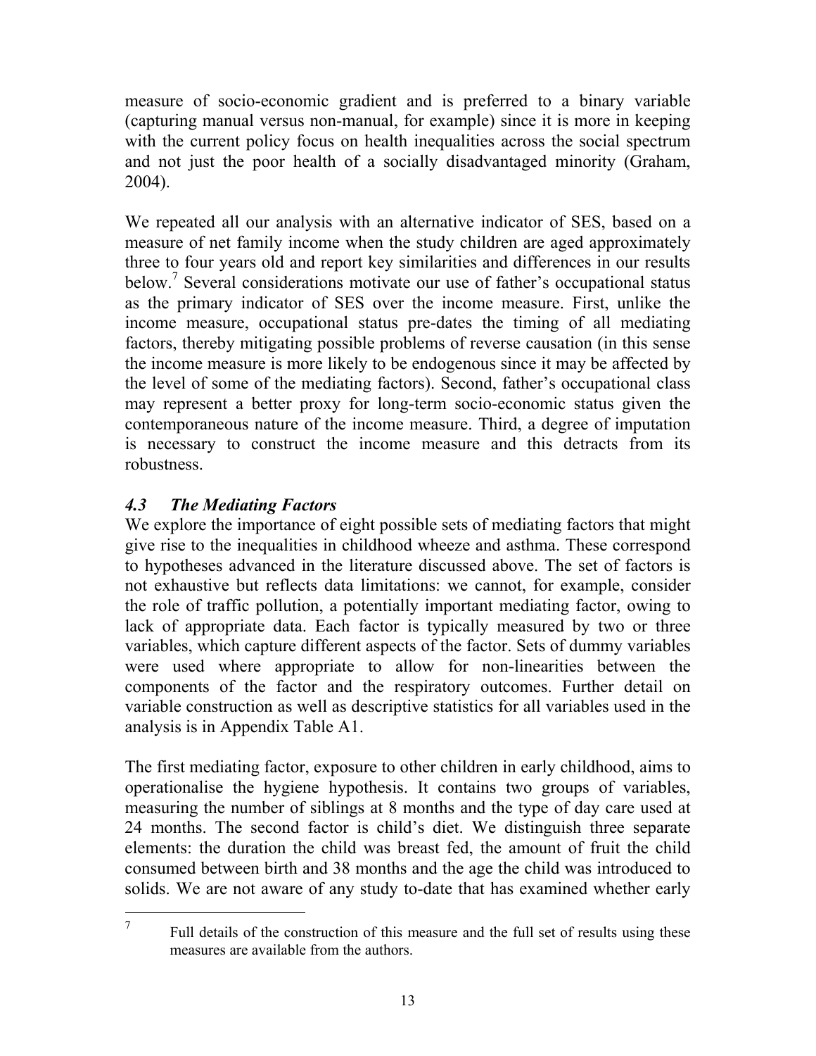measure of socio-economic gradient and is preferred to a binary variable (capturing manual versus non-manual, for example) since it is more in keeping with the current policy focus on health inequalities across the social spectrum and not just the poor health of a socially disadvantaged minority (Graham, 2004).

We repeated all our analysis with an alternative indicator of SES, based on a measure of net family income when the study children are aged approximately three to four years old and report key similarities and differences in our results below.[7] Several considerations motivate our use of father's occupational status as the primary indicator of SES over the income measure. First, unlike the income measure, occupational status pre-dates the timing of all mediating factors, thereby mitigating possible problems of reverse causation (in this sense the income measure is more likely to be endogenous since it may be affected by the level of some of the mediating factors). Second, father's occupational class may represent a better proxy for long-term socio-economic status given the contemporaneous nature of the income measure. Third, a degree of imputation is necessary to construct the income measure and this detracts from its robustness.

### *4.3 The Mediating Factors*

We explore the importance of eight possible sets of mediating factors that might give rise to the inequalities in childhood wheeze and asthma. These correspond to hypotheses advanced in the literature discussed above. The set of factors is not exhaustive but reflects data limitations: we cannot, for example, consider the role of traffic pollution, a potentially important mediating factor, owing to lack of appropriate data. Each factor is typically measured by two or three variables, which capture different aspects of the factor. Sets of dummy variables were used where appropriate to allow for non-linearities between the components of the factor and the respiratory outcomes. Further detail on variable construction as well as descriptive statistics for all variables used in the analysis is in Appendix Table A1.

The first mediating factor, exposure to other children in early childhood, aims to operationalise the hygiene hypothesis. It contains two groups of variables, measuring the number of siblings at 8 months and the type of day care used at 24 months. The second factor is child's diet. We distinguish three separate elements: the duration the child was breast fed, the amount of fruit the child consumed between birth and 38 months and the age the child was introduced to solids. We are not aware of any study to-date that has examined whether early

---

[7] Full details of the construction of this measure and the full set of results using these measures are available from the authors.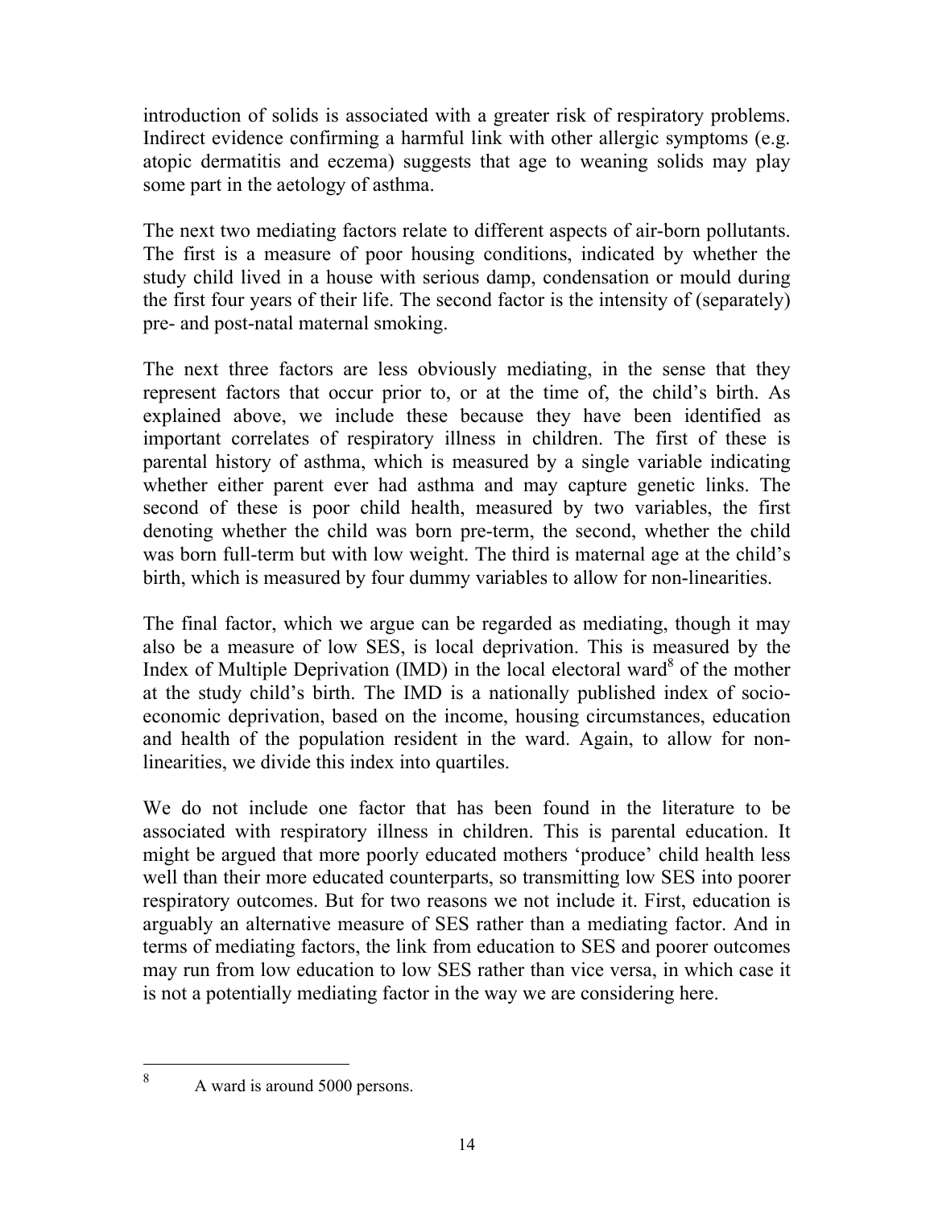introduction of solids is associated with a greater risk of respiratory problems. Indirect evidence confirming a harmful link with other allergic symptoms (e.g. atopic dermatitis and eczema) suggests that age to weaning solids may play some part in the aetology of asthma.

The next two mediating factors relate to different aspects of air-born pollutants. The first is a measure of poor housing conditions, indicated by whether the study child lived in a house with serious damp, condensation or mould during the first four years of their life. The second factor is the intensity of (separately) pre- and post-natal maternal smoking.

The next three factors are less obviously mediating, in the sense that they represent factors that occur prior to, or at the time of, the child's birth. As explained above, we include these because they have been identified as important correlates of respiratory illness in children. The first of these is parental history of asthma, which is measured by a single variable indicating whether either parent ever had asthma and may capture genetic links. The second of these is poor child health, measured by two variables, the first denoting whether the child was born pre-term, the second, whether the child was born full-term but with low weight. The third is maternal age at the child's birth, which is measured by four dummy variables to allow for non-linearities.

The final factor, which we argue can be regarded as mediating, though it may also be a measure of low SES, is local deprivation. This is measured by the Index of Multiple Deprivation (IMD) in the local electoral ward[8] of the mother at the study child's birth. The IMD is a nationally published index of socio-economic deprivation, based on the income, housing circumstances, education and health of the population resident in the ward. Again, to allow for non-linearities, we divide this index into quartiles.

We do not include one factor that has been found in the literature to be associated with respiratory illness in children. This is parental education. It might be argued that more poorly educated mothers 'produce' child health less well than their more educated counterparts, so transmitting low SES into poorer respiratory outcomes. But for two reasons we not include it. First, education is arguably an alternative measure of SES rather than a mediating factor. And in terms of mediating factors, the link from education to SES and poorer outcomes may run from low education to low SES rather than vice versa, in which case it is not a potentially mediating factor in the way we are considering here.

---

[8] A ward is around 5000 persons.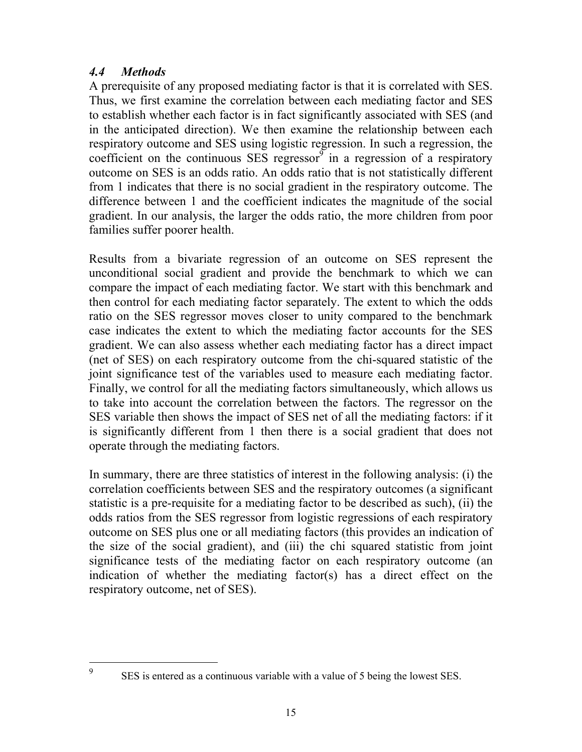### *4.4 Methods*

A prerequisite of any proposed mediating factor is that it is correlated with SES. Thus, we first examine the correlation between each mediating factor and SES to establish whether each factor is in fact significantly associated with SES (and in the anticipated direction). We then examine the relationship between each respiratory outcome and SES using logistic regression. In such a regression, the coefficient on the continuous SES regressor[9] in a regression of a respiratory outcome on SES is an odds ratio. An odds ratio that is not statistically different from 1 indicates that there is no social gradient in the respiratory outcome. The difference between 1 and the coefficient indicates the magnitude of the social gradient. In our analysis, the larger the odds ratio, the more children from poor families suffer poorer health.

Results from a bivariate regression of an outcome on SES represent the unconditional social gradient and provide the benchmark to which we can compare the impact of each mediating factor. We start with this benchmark and then control for each mediating factor separately. The extent to which the odds ratio on the SES regressor moves closer to unity compared to the benchmark case indicates the extent to which the mediating factor accounts for the SES gradient. We can also assess whether each mediating factor has a direct impact (net of SES) on each respiratory outcome from the chi-squared statistic of the joint significance test of the variables used to measure each mediating factor. Finally, we control for all the mediating factors simultaneously, which allows us to take into account the correlation between the factors. The regressor on the SES variable then shows the impact of SES net of all the mediating factors: if it is significantly different from 1 then there is a social gradient that does not operate through the mediating factors.

In summary, there are three statistics of interest in the following analysis: (i) the correlation coefficients between SES and the respiratory outcomes (a significant statistic is a pre-requisite for a mediating factor to be described as such), (ii) the odds ratios from the SES regressor from logistic regressions of each respiratory outcome on SES plus one or all mediating factors (this provides an indication of the size of the social gradient), and (iii) the chi squared statistic from joint significance tests of the mediating factor on each respiratory outcome (an indication of whether the mediating factor(s) has a direct effect on the respiratory outcome, net of SES).

---

[9] SES is entered as a continuous variable with a value of 5 being the lowest SES.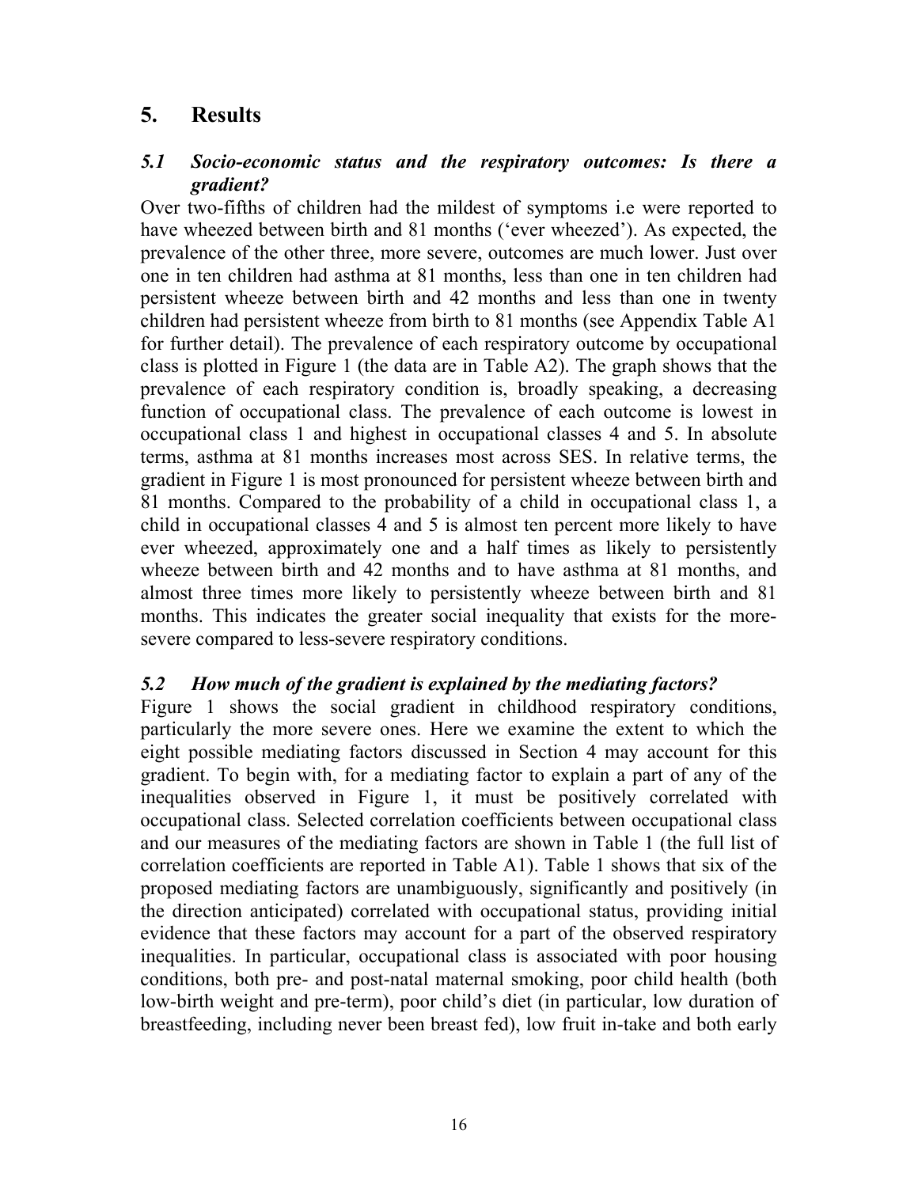# 5. Results

### *5.1 Socio-economic status and the respiratory outcomes: Is there a gradient?*

Over two-fifths of children had the mildest of symptoms i.e were reported to have wheezed between birth and 81 months ('ever wheezed'). As expected, the prevalence of the other three, more severe, outcomes are much lower. Just over one in ten children had asthma at 81 months, less than one in ten children had persistent wheeze between birth and 42 months and less than one in twenty children had persistent wheeze from birth to 81 months (see Appendix Table A1 for further detail). The prevalence of each respiratory outcome by occupational class is plotted in Figure 1 (the data are in Table A2). The graph shows that the prevalence of each respiratory condition is, broadly speaking, a decreasing function of occupational class. The prevalence of each outcome is lowest in occupational class 1 and highest in occupational classes 4 and 5. In absolute terms, asthma at 81 months increases most across SES. In relative terms, the gradient in Figure 1 is most pronounced for persistent wheeze between birth and 81 months. Compared to the probability of a child in occupational class 1, a child in occupational classes 4 and 5 is almost ten percent more likely to have ever wheezed, approximately one and a half times as likely to persistently wheeze between birth and 42 months and to have asthma at 81 months, and almost three times more likely to persistently wheeze between birth and 81 months. This indicates the greater social inequality that exists for the more-severe compared to less-severe respiratory conditions.

### *5.2 How much of the gradient is explained by the mediating factors?*

Figure 1 shows the social gradient in childhood respiratory conditions, particularly the more severe ones. Here we examine the extent to which the eight possible mediating factors discussed in Section 4 may account for this gradient. To begin with, for a mediating factor to explain a part of any of the inequalities observed in Figure 1, it must be positively correlated with occupational class. Selected correlation coefficients between occupational class and our measures of the mediating factors are shown in Table 1 (the full list of correlation coefficients are reported in Table A1). Table 1 shows that six of the proposed mediating factors are unambiguously, significantly and positively (in the direction anticipated) correlated with occupational status, providing initial evidence that these factors may account for a part of the observed respiratory inequalities. In particular, occupational class is associated with poor housing conditions, both pre- and post-natal maternal smoking, poor child health (both low-birth weight and pre-term), poor child's diet (in particular, low duration of breastfeeding, including never been breast fed), low fruit in-take and both early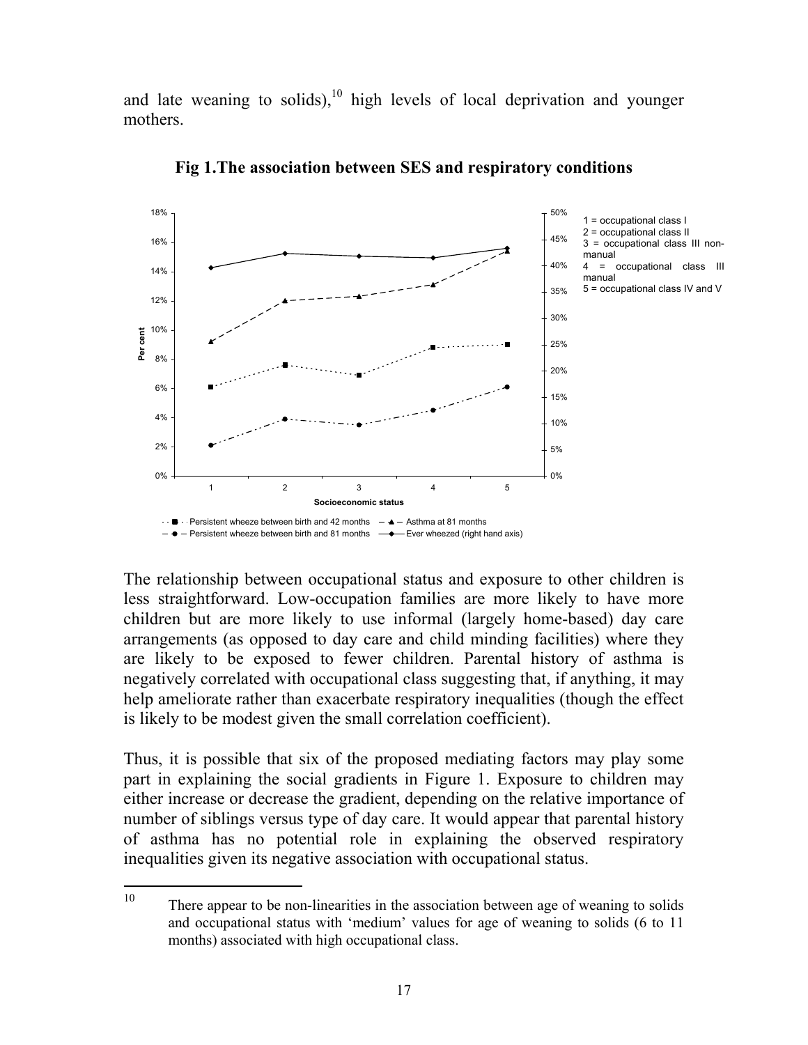and late weaning to solids),[10] high levels of local deprivation and younger mothers.

**Fig 1.The association between SES and respiratory conditions**

The relationship between occupational status and exposure to other children is less straightforward. Low-occupation families are more likely to have more children but are more likely to use informal (largely home-based) day care arrangements (as opposed to day care and child minding facilities) where they are likely to be exposed to fewer children. Parental history of asthma is negatively correlated with occupational class suggesting that, if anything, it may help ameliorate rather than exacerbate respiratory inequalities (though the effect is likely to be modest given the small correlation coefficient).

Thus, it is possible that six of the proposed mediating factors may play some part in explaining the social gradients in Figure 1. Exposure to children may either increase or decrease the gradient, depending on the relative importance of number of siblings versus type of day care. It would appear that parental history of asthma has no potential role in explaining the observed respiratory inequalities given its negative association with occupational status.

---

[10] There appear to be non-linearities in the association between age of weaning to solids and occupational status with 'medium' values for age of weaning to solids (6 to 11 months) associated with high occupational class.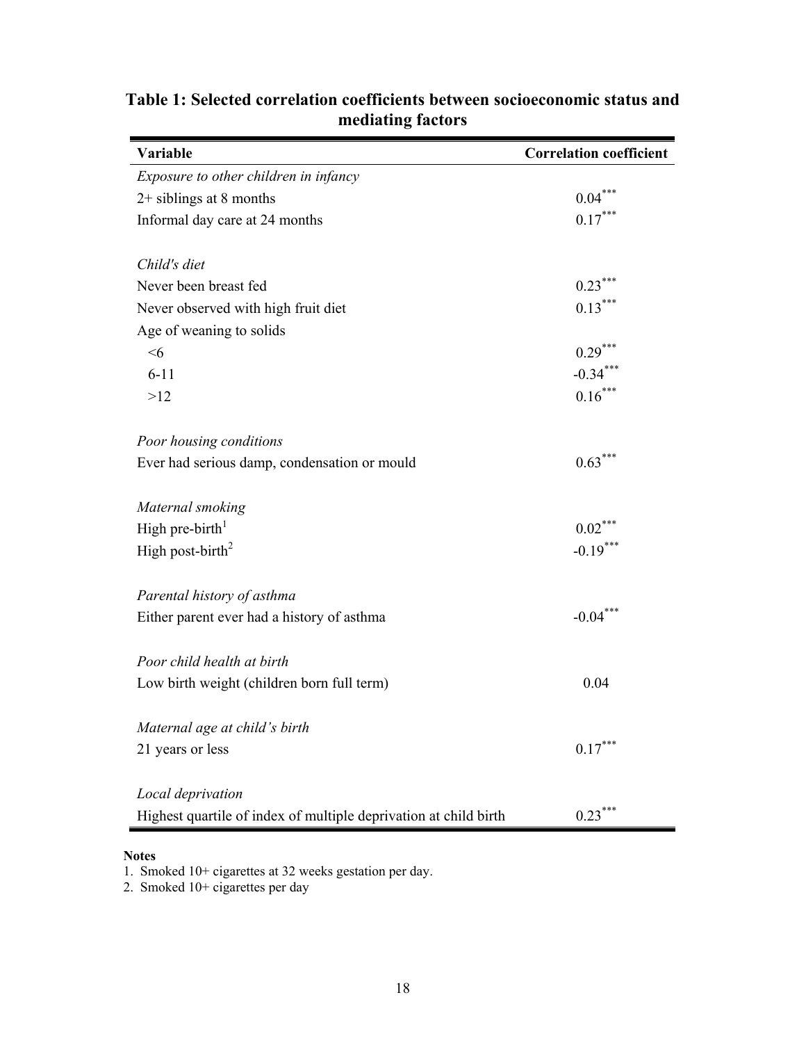**Table 1: Selected correlation coefficients between socioeconomic status and mediating factors**

| Variable | Correlation coefficient |
|---|---|
| *Exposure to other children in infancy* | |
| 2+ siblings at 8 months | 0.04*** |
| Informal day care at 24 months | 0.17*** |
| | |
| *Child's diet* | |
| Never been breast fed | 0.23*** |
| Never observed with high fruit diet | 0.13*** |
| Age of weaning to solids | |
| <6 | 0.29*** |
| 6-11 | -0.34*** |
| >12 | 0.16*** |
| | |
| *Poor housing conditions* | |
| Ever had serious damp, condensation or mould | 0.63*** |
| | |
| *Maternal smoking* | |
| High pre-birth[1] | 0.02*** |
| High post-birth[2] | -0.19*** |
| | |
| *Parental history of asthma* | |
| Either parent ever had a history of asthma | -0.04*** |
| | |
| *Poor child health at birth* | |
| Low birth weight (children born full term) | 0.04 |
| | |
| *Maternal age at child's birth* | |
| 21 years or less | 0.17*** |
| | |
| *Local deprivation* | |
| Highest quartile of index of multiple deprivation at child birth | 0.23*** |

**Notes**

1. Smoked 10+ cigarettes at 32 weeks gestation per day.
2. Smoked 10+ cigarettes per day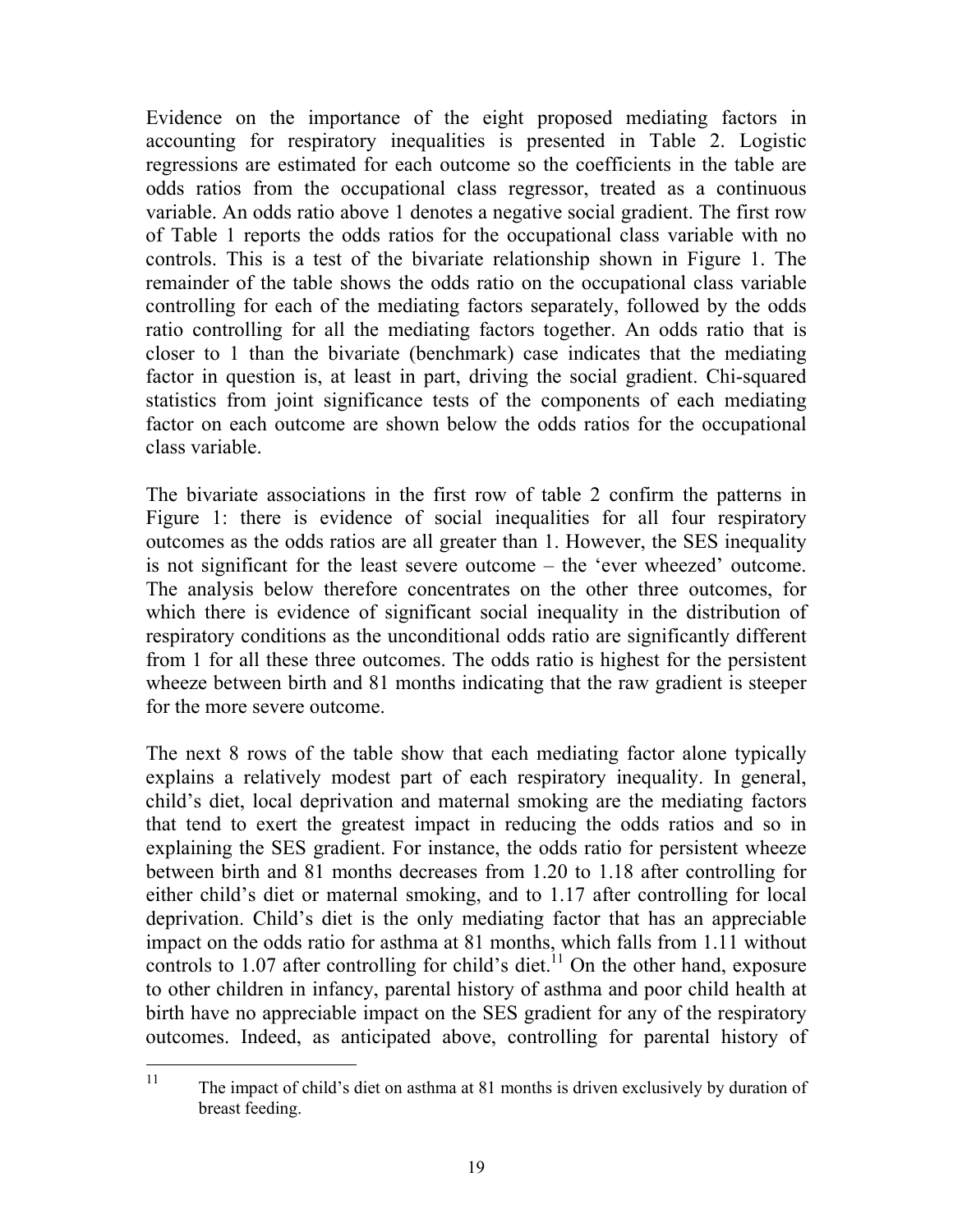Evidence on the importance of the eight proposed mediating factors in accounting for respiratory inequalities is presented in Table 2. Logistic regressions are estimated for each outcome so the coefficients in the table are odds ratios from the occupational class regressor, treated as a continuous variable. An odds ratio above 1 denotes a negative social gradient. The first row of Table 1 reports the odds ratios for the occupational class variable with no controls. This is a test of the bivariate relationship shown in Figure 1. The remainder of the table shows the odds ratio on the occupational class variable controlling for each of the mediating factors separately, followed by the odds ratio controlling for all the mediating factors together. An odds ratio that is closer to 1 than the bivariate (benchmark) case indicates that the mediating factor in question is, at least in part, driving the social gradient. Chi-squared statistics from joint significance tests of the components of each mediating factor on each outcome are shown below the odds ratios for the occupational class variable.

The bivariate associations in the first row of table 2 confirm the patterns in Figure 1: there is evidence of social inequalities for all four respiratory outcomes as the odds ratios are all greater than 1. However, the SES inequality is not significant for the least severe outcome – the 'ever wheezed' outcome. The analysis below therefore concentrates on the other three outcomes, for which there is evidence of significant social inequality in the distribution of respiratory conditions as the unconditional odds ratio are significantly different from 1 for all these three outcomes. The odds ratio is highest for the persistent wheeze between birth and 81 months indicating that the raw gradient is steeper for the more severe outcome.

The next 8 rows of the table show that each mediating factor alone typically explains a relatively modest part of each respiratory inequality. In general, child's diet, local deprivation and maternal smoking are the mediating factors that tend to exert the greatest impact in reducing the odds ratios and so in explaining the SES gradient. For instance, the odds ratio for persistent wheeze between birth and 81 months decreases from 1.20 to 1.18 after controlling for either child's diet or maternal smoking, and to 1.17 after controlling for local deprivation. Child's diet is the only mediating factor that has an appreciable impact on the odds ratio for asthma at 81 months, which falls from 1.11 without controls to 1.07 after controlling for child's diet.[11] On the other hand, exposure to other children in infancy, parental history of asthma and poor child health at birth have no appreciable impact on the SES gradient for any of the respiratory outcomes. Indeed, as anticipated above, controlling for parental history of

[11] The impact of child's diet on asthma at 81 months is driven exclusively by duration of breast feeding.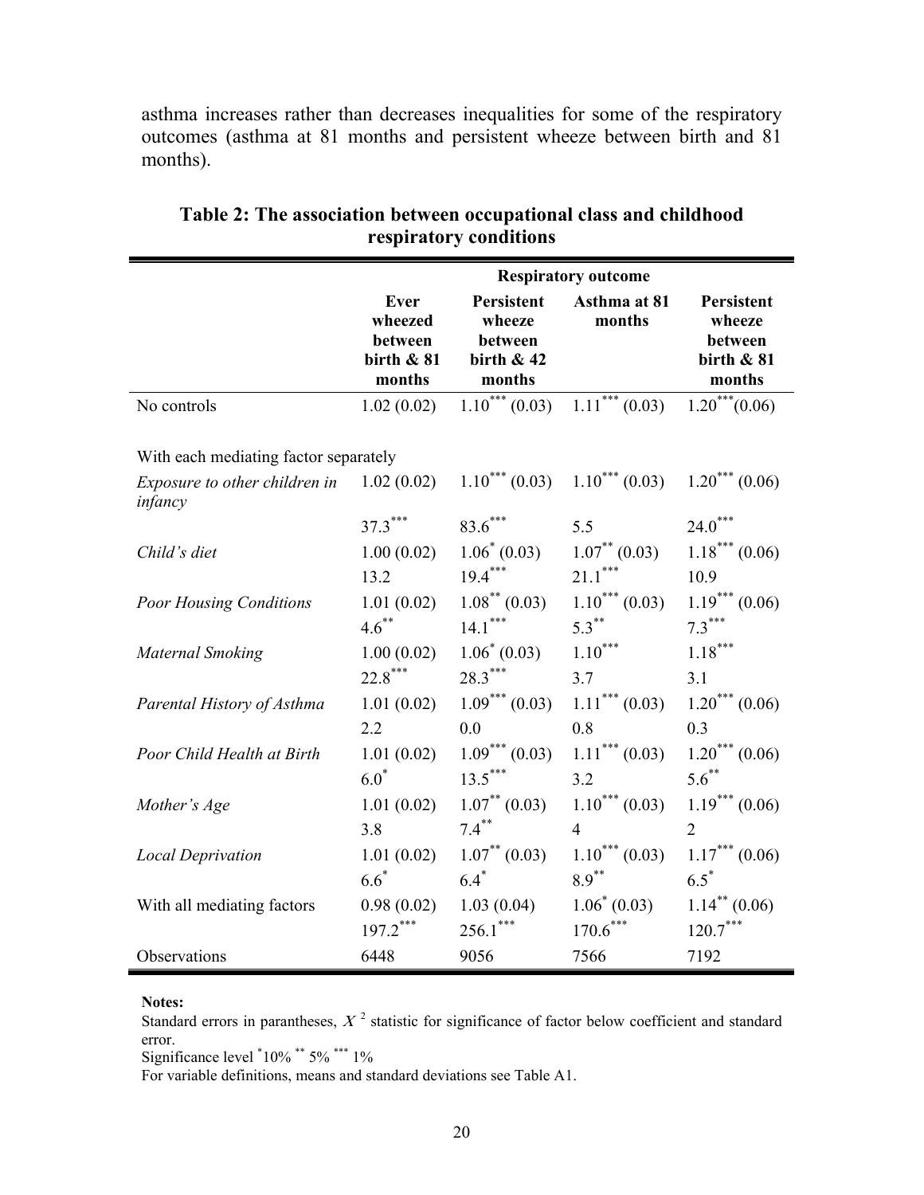asthma increases rather than decreases inequalities for some of the respiratory outcomes (asthma at 81 months and persistent wheeze between birth and 81 months).

**Table 2: The association between occupational class and childhood respiratory conditions**

| | Respiratory outcome | | | |
|---|---|---|---|---|
| | **Ever wheezed between birth & 81 months** | **Persistent wheeze between birth & 42 months** | **Asthma at 81 months** | **Persistent wheeze between birth & 81 months** |
| No controls | 1.02 (0.02) | 1.10$^{***}$ (0.03) | 1.11$^{***}$ (0.03) | 1.20$^{***}$(0.06) |
| With each mediating factor separately | | | | |
| *Exposure to other children in infancy* | 1.02 (0.02) | 1.10$^{***}$ (0.03) | 1.10$^{***}$ (0.03) | 1.20$^{***}$ (0.06) |
| | 37.3$^{***}$ | 83.6$^{***}$ | 5.5 | 24.0$^{***}$ |
| *Child's diet* | 1.00 (0.02) | 1.06$^{*}$ (0.03) | 1.07$^{**}$ (0.03) | 1.18$^{***}$ (0.06) |
| | 13.2 | 19.4$^{***}$ | 21.1$^{***}$ | 10.9 |
| *Poor Housing Conditions* | 1.01 (0.02) | 1.08$^{**}$ (0.03) | 1.10$^{***}$ (0.03) | 1.19$^{***}$ (0.06) |
| | 4.6$^{**}$ | 14.1$^{***}$ | 5.3$^{**}$ | 7.3$^{***}$ |
| *Maternal Smoking* | 1.00 (0.02) | 1.06$^{*}$ (0.03) | 1.10$^{***}$ | 1.18$^{***}$ |
| | 22.8$^{***}$ | 28.3$^{***}$ | 3.7 | 3.1 |
| *Parental History of Asthma* | 1.01 (0.02) | 1.09$^{***}$ (0.03) | 1.11$^{***}$ (0.03) | 1.20$^{***}$ (0.06) |
| | 2.2 | 0.0 | 0.8 | 0.3 |
| *Poor Child Health at Birth* | 1.01 (0.02) | 1.09$^{***}$ (0.03) | 1.11$^{***}$ (0.03) | 1.20$^{***}$ (0.06) |
| | 6.0$^{*}$ | 13.5$^{***}$ | 3.2 | 5.6$^{**}$ |
| *Mother's Age* | 1.01 (0.02) | 1.07$^{**}$ (0.03) | 1.10$^{***}$ (0.03) | 1.19$^{***}$ (0.06) |
| | 3.8 | 7.4$^{**}$ | 4 | 2 |
| *Local Deprivation* | 1.01 (0.02) | 1.07$^{**}$ (0.03) | 1.10$^{***}$ (0.03) | 1.17$^{***}$ (0.06) |
| | 6.6$^{*}$ | 6.4$^{*}$ | 8.9$^{**}$ | 6.5$^{*}$ |
| With all mediating factors | 0.98 (0.02) | 1.03 (0.04) | 1.06$^{*}$ (0.03) | 1.14$^{**}$ (0.06) |
| | 197.2$^{***}$ | 256.1$^{***}$ | 170.6$^{***}$ | 120.7$^{***}$ |
| Observations | 6448 | 9056 | 7566 | 7192 |

**Notes:**

Standard errors in parantheses, $X^2$ statistic for significance of factor below coefficient and standard error.

Significance level $^{*}$10% $^{**}$ 5% $^{***}$ 1%

For variable definitions, means and standard deviations see Table A1.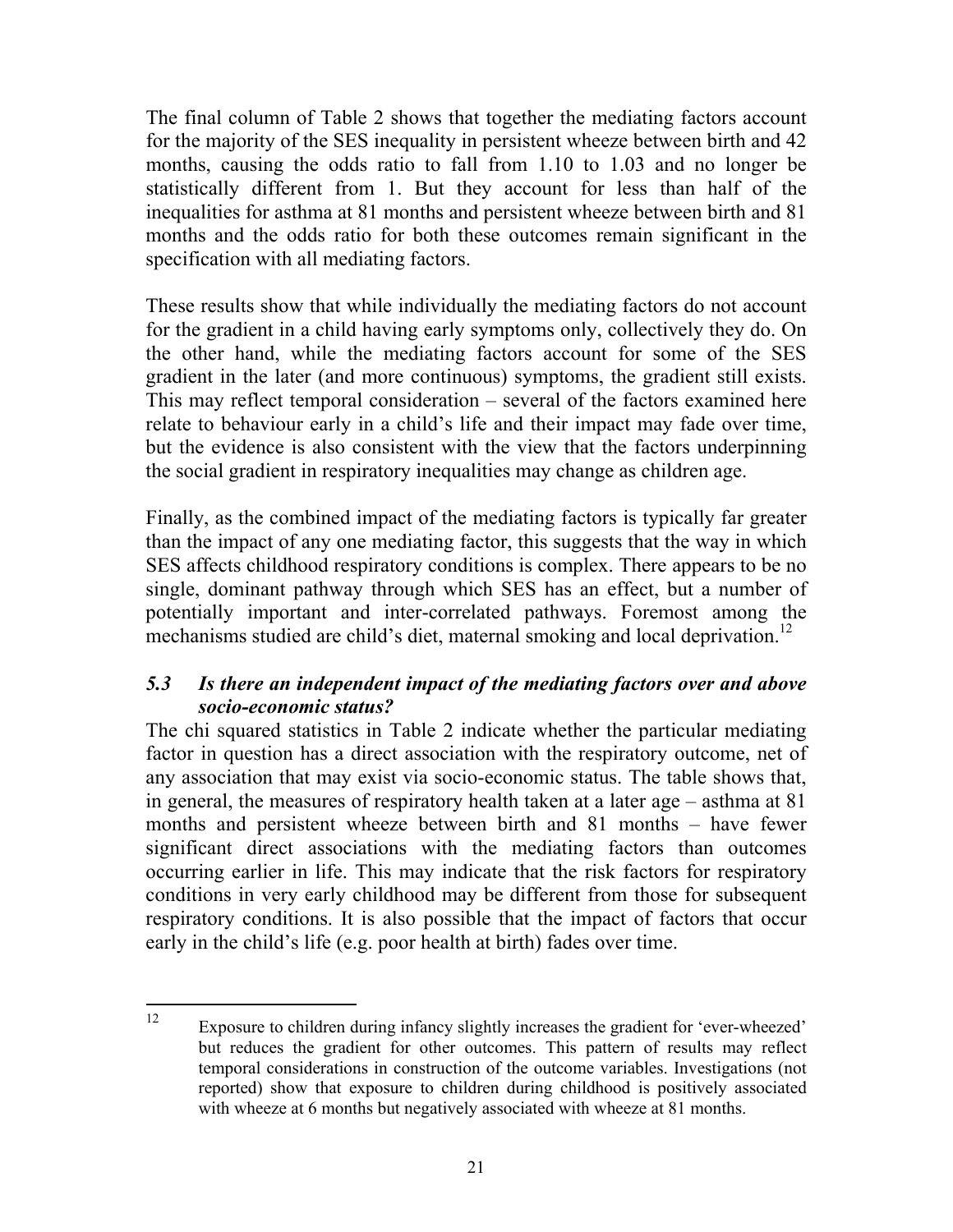The final column of Table 2 shows that together the mediating factors account for the majority of the SES inequality in persistent wheeze between birth and 42 months, causing the odds ratio to fall from 1.10 to 1.03 and no longer be statistically different from 1. But they account for less than half of the inequalities for asthma at 81 months and persistent wheeze between birth and 81 months and the odds ratio for both these outcomes remain significant in the specification with all mediating factors.

These results show that while individually the mediating factors do not account for the gradient in a child having early symptoms only, collectively they do. On the other hand, while the mediating factors account for some of the SES gradient in the later (and more continuous) symptoms, the gradient still exists. This may reflect temporal consideration – several of the factors examined here relate to behaviour early in a child's life and their impact may fade over time, but the evidence is also consistent with the view that the factors underpinning the social gradient in respiratory inequalities may change as children age.

Finally, as the combined impact of the mediating factors is typically far greater than the impact of any one mediating factor, this suggests that the way in which SES affects childhood respiratory conditions is complex. There appears to be no single, dominant pathway through which SES has an effect, but a number of potentially important and inter-correlated pathways. Foremost among the mechanisms studied are child's diet, maternal smoking and local deprivation.[12]

### *5.3 Is there an independent impact of the mediating factors over and above socio-economic status?*

The chi squared statistics in Table 2 indicate whether the particular mediating factor in question has a direct association with the respiratory outcome, net of any association that may exist via socio-economic status. The table shows that, in general, the measures of respiratory health taken at a later age – asthma at 81 months and persistent wheeze between birth and 81 months – have fewer significant direct associations with the mediating factors than outcomes occurring earlier in life. This may indicate that the risk factors for respiratory conditions in very early childhood may be different from those for subsequent respiratory conditions. It is also possible that the impact of factors that occur early in the child's life (e.g. poor health at birth) fades over time.

---

[12] Exposure to children during infancy slightly increases the gradient for 'ever-wheezed' but reduces the gradient for other outcomes. This pattern of results may reflect temporal considerations in construction of the outcome variables. Investigations (not reported) show that exposure to children during childhood is positively associated with wheeze at 6 months but negatively associated with wheeze at 81 months.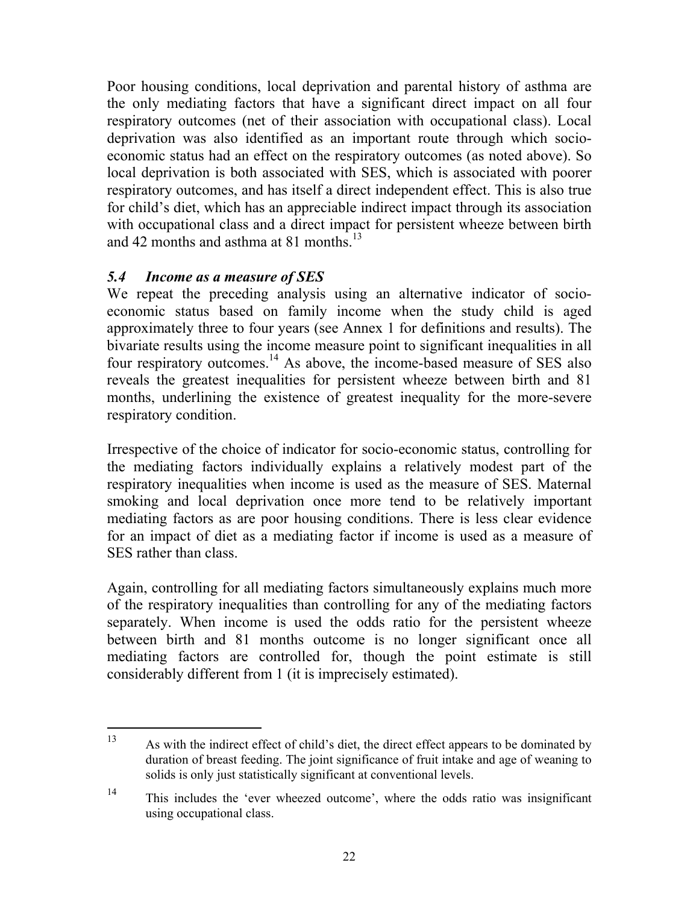Poor housing conditions, local deprivation and parental history of asthma are the only mediating factors that have a significant direct impact on all four respiratory outcomes (net of their association with occupational class). Local deprivation was also identified as an important route through which socio-economic status had an effect on the respiratory outcomes (as noted above). So local deprivation is both associated with SES, which is associated with poorer respiratory outcomes, and has itself a direct independent effect. This is also true for child's diet, which has an appreciable indirect impact through its association with occupational class and a direct impact for persistent wheeze between birth and 42 months and asthma at 81 months.[13]

### *5.4 Income as a measure of SES*

We repeat the preceding analysis using an alternative indicator of socio-economic status based on family income when the study child is aged approximately three to four years (see Annex 1 for definitions and results). The bivariate results using the income measure point to significant inequalities in all four respiratory outcomes.[14] As above, the income-based measure of SES also reveals the greatest inequalities for persistent wheeze between birth and 81 months, underlining the existence of greatest inequality for the more-severe respiratory condition.

Irrespective of the choice of indicator for socio-economic status, controlling for the mediating factors individually explains a relatively modest part of the respiratory inequalities when income is used as the measure of SES. Maternal smoking and local deprivation once more tend to be relatively important mediating factors as are poor housing conditions. There is less clear evidence for an impact of diet as a mediating factor if income is used as a measure of SES rather than class.

Again, controlling for all mediating factors simultaneously explains much more of the respiratory inequalities than controlling for any of the mediating factors separately. When income is used the odds ratio for the persistent wheeze between birth and 81 months outcome is no longer significant once all mediating factors are controlled for, though the point estimate is still considerably different from 1 (it is imprecisely estimated).

---

[13] As with the indirect effect of child's diet, the direct effect appears to be dominated by duration of breast feeding. The joint significance of fruit intake and age of weaning to solids is only just statistically significant at conventional levels.

[14] This includes the 'ever wheezed outcome', where the odds ratio was insignificant using occupational class.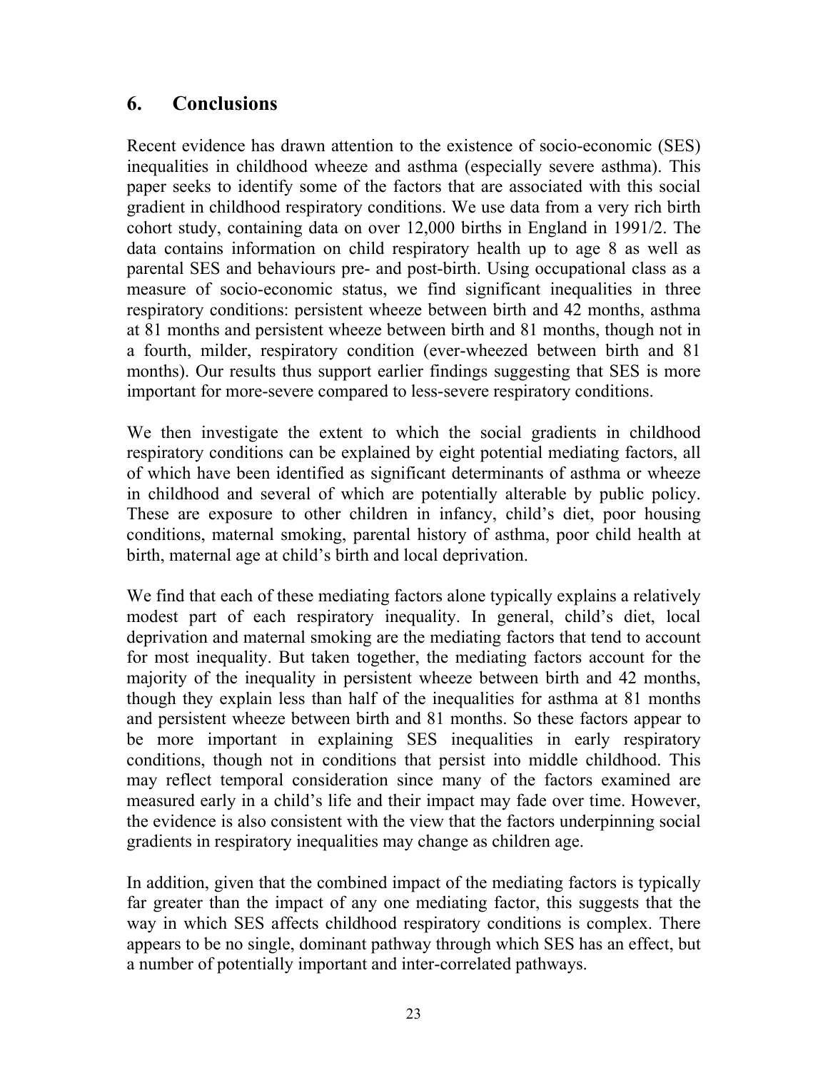## 6. Conclusions

Recent evidence has drawn attention to the existence of socio-economic (SES) inequalities in childhood wheeze and asthma (especially severe asthma). This paper seeks to identify some of the factors that are associated with this social gradient in childhood respiratory conditions. We use data from a very rich birth cohort study, containing data on over 12,000 births in England in 1991/2. The data contains information on child respiratory health up to age 8 as well as parental SES and behaviours pre- and post-birth. Using occupational class as a measure of socio-economic status, we find significant inequalities in three respiratory conditions: persistent wheeze between birth and 42 months, asthma at 81 months and persistent wheeze between birth and 81 months, though not in a fourth, milder, respiratory condition (ever-wheezed between birth and 81 months). Our results thus support earlier findings suggesting that SES is more important for more-severe compared to less-severe respiratory conditions.

We then investigate the extent to which the social gradients in childhood respiratory conditions can be explained by eight potential mediating factors, all of which have been identified as significant determinants of asthma or wheeze in childhood and several of which are potentially alterable by public policy. These are exposure to other children in infancy, child's diet, poor housing conditions, maternal smoking, parental history of asthma, poor child health at birth, maternal age at child's birth and local deprivation.

We find that each of these mediating factors alone typically explains a relatively modest part of each respiratory inequality. In general, child's diet, local deprivation and maternal smoking are the mediating factors that tend to account for most inequality. But taken together, the mediating factors account for the majority of the inequality in persistent wheeze between birth and 42 months, though they explain less than half of the inequalities for asthma at 81 months and persistent wheeze between birth and 81 months. So these factors appear to be more important in explaining SES inequalities in early respiratory conditions, though not in conditions that persist into middle childhood. This may reflect temporal consideration since many of the factors examined are measured early in a child's life and their impact may fade over time. However, the evidence is also consistent with the view that the factors underpinning social gradients in respiratory inequalities may change as children age.

In addition, given that the combined impact of the mediating factors is typically far greater than the impact of any one mediating factor, this suggests that the way in which SES affects childhood respiratory conditions is complex. There appears to be no single, dominant pathway through which SES has an effect, but a number of potentially important and inter-correlated pathways.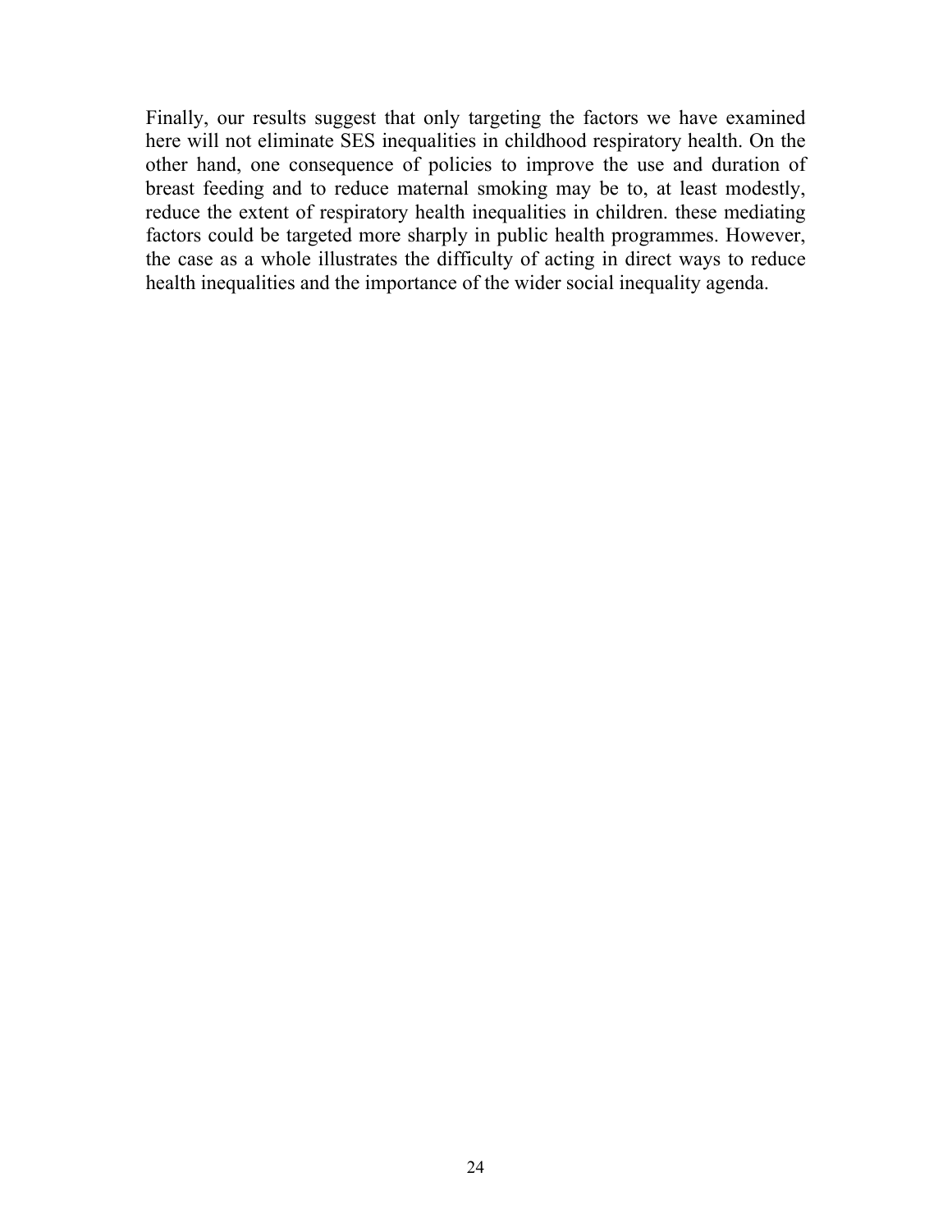Finally, our results suggest that only targeting the factors we have examined here will not eliminate SES inequalities in childhood respiratory health. On the other hand, one consequence of policies to improve the use and duration of breast feeding and to reduce maternal smoking may be to, at least modestly, reduce the extent of respiratory health inequalities in children. these mediating factors could be targeted more sharply in public health programmes. However, the case as a whole illustrates the difficulty of acting in direct ways to reduce health inequalities and the importance of the wider social inequality agenda.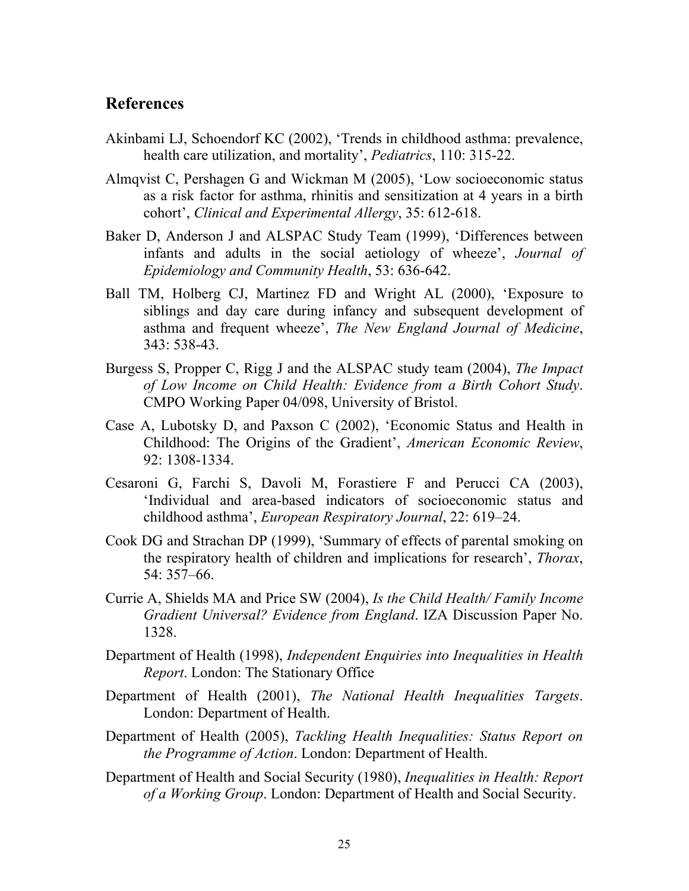## References

Akinbami LJ, Schoendorf KC (2002), 'Trends in childhood asthma: prevalence, health care utilization, and mortality', *Pediatrics*, 110: 315-22.

Almqvist C, Pershagen G and Wickman M (2005), 'Low socioeconomic status as a risk factor for asthma, rhinitis and sensitization at 4 years in a birth cohort', *Clinical and Experimental Allergy*, 35: 612-618.

Baker D, Anderson J and ALSPAC Study Team (1999), 'Differences between infants and adults in the social aetiology of wheeze', *Journal of Epidemiology and Community Health*, 53: 636-642.

Ball TM, Holberg CJ, Martinez FD and Wright AL (2000), 'Exposure to siblings and day care during infancy and subsequent development of asthma and frequent wheeze', *The New England Journal of Medicine*, 343: 538-43.

Burgess S, Propper C, Rigg J and the ALSPAC study team (2004), *The Impact of Low Income on Child Health: Evidence from a Birth Cohort Study*. CMPO Working Paper 04/098, University of Bristol.

Case A, Lubotsky D, and Paxson C (2002), 'Economic Status and Health in Childhood: The Origins of the Gradient', *American Economic Review*, 92: 1308-1334.

Cesaroni G, Farchi S, Davoli M, Forastiere F and Perucci CA (2003), 'Individual and area-based indicators of socioeconomic status and childhood asthma', *European Respiratory Journal*, 22: 619–24.

Cook DG and Strachan DP (1999), 'Summary of effects of parental smoking on the respiratory health of children and implications for research', *Thorax*, 54: 357–66.

Currie A, Shields MA and Price SW (2004), *Is the Child Health/ Family Income Gradient Universal? Evidence from England*. IZA Discussion Paper No. 1328.

Department of Health (1998), *Independent Enquiries into Inequalities in Health Report*. London: The Stationary Office

Department of Health (2001), *The National Health Inequalities Targets*. London: Department of Health.

Department of Health (2005), *Tackling Health Inequalities: Status Report on the Programme of Action*. London: Department of Health.

Department of Health and Social Security (1980), *Inequalities in Health: Report of a Working Group*. London: Department of Health and Social Security.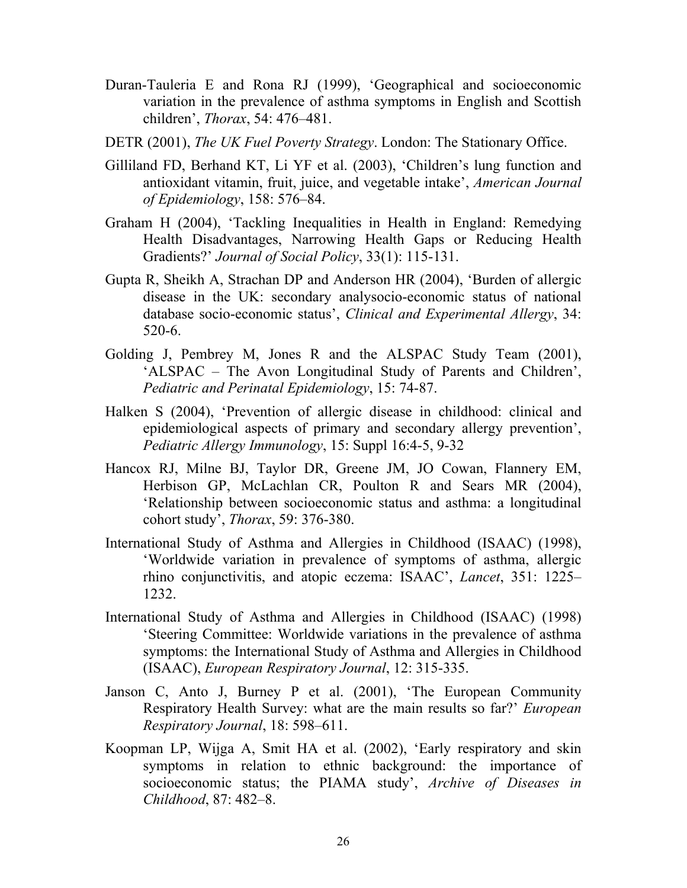Duran-Tauleria E and Rona RJ (1999), 'Geographical and socioeconomic variation in the prevalence of asthma symptoms in English and Scottish children', *Thorax*, 54: 476–481.

DETR (2001), *The UK Fuel Poverty Strategy*. London: The Stationary Office.

Gilliland FD, Berhand KT, Li YF et al. (2003), 'Children's lung function and antioxidant vitamin, fruit, juice, and vegetable intake', *American Journal of Epidemiology*, 158: 576–84.

Graham H (2004), 'Tackling Inequalities in Health in England: Remedying Health Disadvantages, Narrowing Health Gaps or Reducing Health Gradients?' *Journal of Social Policy*, 33(1): 115-131.

Gupta R, Sheikh A, Strachan DP and Anderson HR (2004), 'Burden of allergic disease in the UK: secondary analysocio-economic status of national database socio-economic status', *Clinical and Experimental Allergy*, 34: 520-6.

Golding J, Pembrey M, Jones R and the ALSPAC Study Team (2001), 'ALSPAC – The Avon Longitudinal Study of Parents and Children', *Pediatric and Perinatal Epidemiology*, 15: 74-87.

Halken S (2004), 'Prevention of allergic disease in childhood: clinical and epidemiological aspects of primary and secondary allergy prevention', *Pediatric Allergy Immunology*, 15: Suppl 16:4-5, 9-32

Hancox RJ, Milne BJ, Taylor DR, Greene JM, JO Cowan, Flannery EM, Herbison GP, McLachlan CR, Poulton R and Sears MR (2004), 'Relationship between socioeconomic status and asthma: a longitudinal cohort study', *Thorax*, 59: 376-380.

International Study of Asthma and Allergies in Childhood (ISAAC) (1998), 'Worldwide variation in prevalence of symptoms of asthma, allergic rhino conjunctivitis, and atopic eczema: ISAAC', *Lancet*, 351: 1225–1232.

International Study of Asthma and Allergies in Childhood (ISAAC) (1998) 'Steering Committee: Worldwide variations in the prevalence of asthma symptoms: the International Study of Asthma and Allergies in Childhood (ISAAC), *European Respiratory Journal*, 12: 315-335.

Janson C, Anto J, Burney P et al. (2001), 'The European Community Respiratory Health Survey: what are the main results so far?' *European Respiratory Journal*, 18: 598–611.

Koopman LP, Wijga A, Smit HA et al. (2002), 'Early respiratory and skin symptoms in relation to ethnic background: the importance of socioeconomic status; the PIAMA study', *Archive of Diseases in Childhood*, 87: 482–8.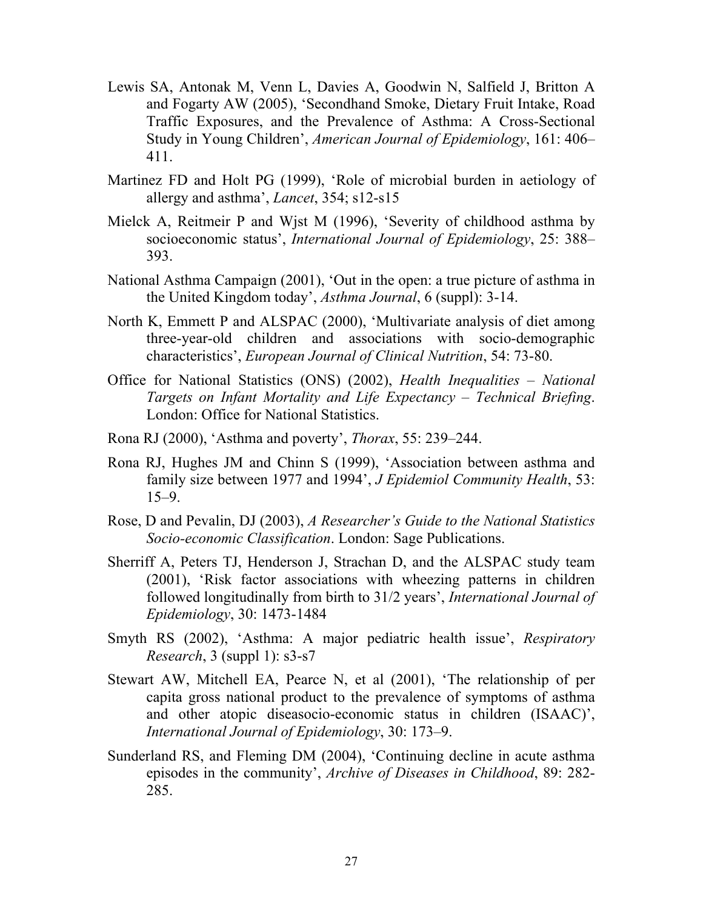Lewis SA, Antonak M, Venn L, Davies A, Goodwin N, Salfield J, Britton A and Fogarty AW (2005), 'Secondhand Smoke, Dietary Fruit Intake, Road Traffic Exposures, and the Prevalence of Asthma: A Cross-Sectional Study in Young Children', *American Journal of Epidemiology*, 161: 406–411.

Martinez FD and Holt PG (1999), 'Role of microbial burden in aetiology of allergy and asthma', *Lancet*, 354; s12-s15

Mielck A, Reitmeir P and Wjst M (1996), 'Severity of childhood asthma by socioeconomic status', *International Journal of Epidemiology*, 25: 388–393.

National Asthma Campaign (2001), 'Out in the open: a true picture of asthma in the United Kingdom today', *Asthma Journal*, 6 (suppl): 3-14.

North K, Emmett P and ALSPAC (2000), 'Multivariate analysis of diet among three-year-old children and associations with socio-demographic characteristics', *European Journal of Clinical Nutrition*, 54: 73-80.

Office for National Statistics (ONS) (2002), *Health Inequalities – National Targets on Infant Mortality and Life Expectancy – Technical Briefing*. London: Office for National Statistics.

Rona RJ (2000), 'Asthma and poverty', *Thorax*, 55: 239–244.

Rona RJ, Hughes JM and Chinn S (1999), 'Association between asthma and family size between 1977 and 1994', *J Epidemiol Community Health*, 53: 15–9.

Rose, D and Pevalin, DJ (2003), *A Researcher's Guide to the National Statistics Socio-economic Classification*. London: Sage Publications.

Sherriff A, Peters TJ, Henderson J, Strachan D, and the ALSPAC study team (2001), 'Risk factor associations with wheezing patterns in children followed longitudinally from birth to 31/2 years', *International Journal of Epidemiology*, 30: 1473-1484

Smyth RS (2002), 'Asthma: A major pediatric health issue', *Respiratory Research*, 3 (suppl 1): s3-s7

Stewart AW, Mitchell EA, Pearce N, et al (2001), 'The relationship of per capita gross national product to the prevalence of symptoms of asthma and other atopic diseasocio-economic status in children (ISAAC)', *International Journal of Epidemiology*, 30: 173–9.

Sunderland RS, and Fleming DM (2004), 'Continuing decline in acute asthma episodes in the community', *Archive of Diseases in Childhood*, 89: 282-285.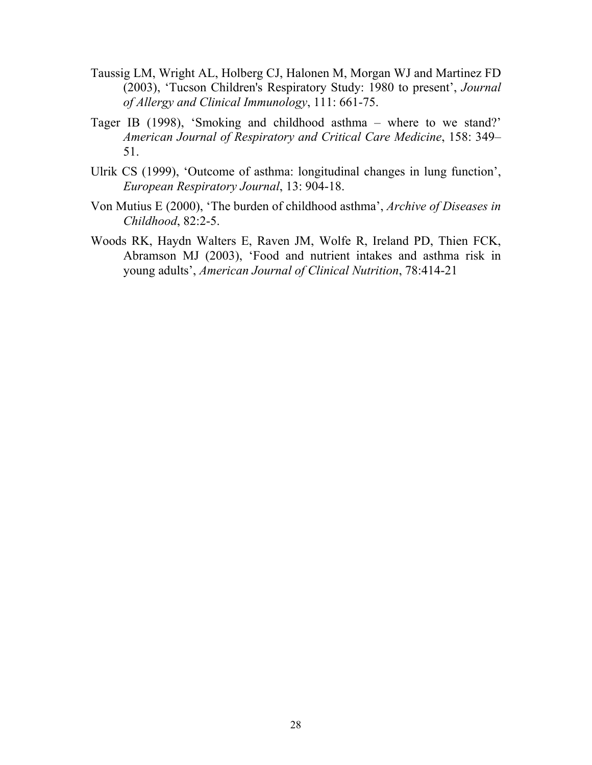Taussig LM, Wright AL, Holberg CJ, Halonen M, Morgan WJ and Martinez FD (2003), 'Tucson Children's Respiratory Study: 1980 to present', *Journal of Allergy and Clinical Immunology*, 111: 661-75.

Tager IB (1998), 'Smoking and childhood asthma – where to we stand?' *American Journal of Respiratory and Critical Care Medicine*, 158: 349–51.

Ulrik CS (1999), 'Outcome of asthma: longitudinal changes in lung function', *European Respiratory Journal*, 13: 904-18.

Von Mutius E (2000), 'The burden of childhood asthma', *Archive of Diseases in Childhood*, 82:2-5.

Woods RK, Haydn Walters E, Raven JM, Wolfe R, Ireland PD, Thien FCK, Abramson MJ (2003), 'Food and nutrient intakes and asthma risk in young adults', *American Journal of Clinical Nutrition*, 78:414-21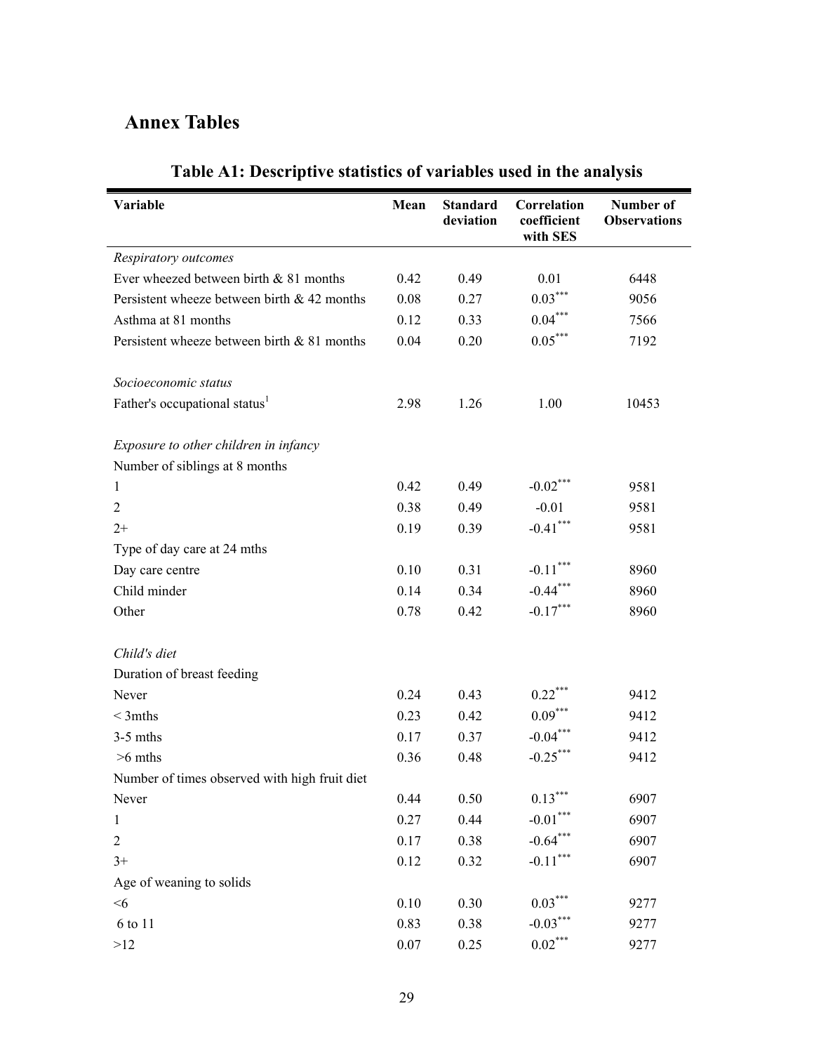## Annex Tables

**Table A1: Descriptive statistics of variables used in the analysis**

| Variable | Mean | Standard deviation | Correlation coefficient with SES | Number of Observations |
|---|---|---|---|---|
| *Respiratory outcomes* | | | | |
| Ever wheezed between birth & 81 months | 0.42 | 0.49 | 0.01 | 6448 |
| Persistent wheeze between birth & 42 months | 0.08 | 0.27 | 0.03*** | 9056 |
| Asthma at 81 months | 0.12 | 0.33 | 0.04*** | 7566 |
| Persistent wheeze between birth & 81 months | 0.04 | 0.20 | 0.05*** | 7192 |
| | | | | |
| *Socioeconomic status* | | | | |
| Father's occupational status[1] | 2.98 | 1.26 | 1.00 | 10453 |
| | | | | |
| *Exposure to other children in infancy* | | | | |
| Number of siblings at 8 months | | | | |
| 1 | 0.42 | 0.49 | -0.02*** | 9581 |
| 2 | 0.38 | 0.49 | -0.01 | 9581 |
| 2+ | 0.19 | 0.39 | -0.41*** | 9581 |
| Type of day care at 24 mths | | | | |
| Day care centre | 0.10 | 0.31 | -0.11*** | 8960 |
| Child minder | 0.14 | 0.34 | -0.44*** | 8960 |
| Other | 0.78 | 0.42 | -0.17*** | 8960 |
| | | | | |
| *Child's diet* | | | | |
| Duration of breast feeding | | | | |
| Never | 0.24 | 0.43 | 0.22*** | 9412 |
| < 3mths | 0.23 | 0.42 | 0.09*** | 9412 |
| 3-5 mths | 0.17 | 0.37 | -0.04*** | 9412 |
| >6 mths | 0.36 | 0.48 | -0.25*** | 9412 |
| Number of times observed with high fruit diet | | | | |
| Never | 0.44 | 0.50 | 0.13*** | 6907 |
| 1 | 0.27 | 0.44 | -0.01*** | 6907 |
| 2 | 0.17 | 0.38 | -0.64*** | 6907 |
| 3+ | 0.12 | 0.32 | -0.11*** | 6907 |
| Age of weaning to solids | | | | |
| <6 | 0.10 | 0.30 | 0.03*** | 9277 |
| 6 to 11 | 0.83 | 0.38 | -0.03*** | 9277 |
| >12 | 0.07 | 0.25 | 0.02*** | 9277 |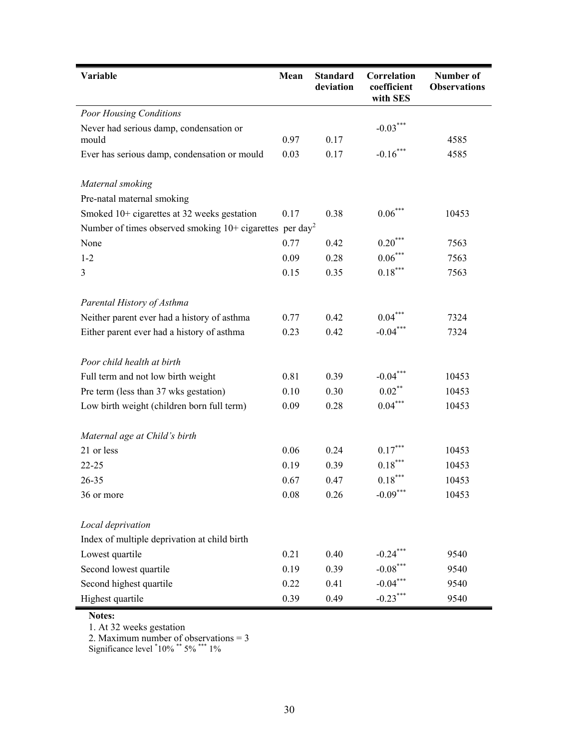| Variable | Mean | Standard deviation | Correlation coefficient with SES | Number of Observations |
|---|---|---|---|---|
| *Poor Housing Conditions* | | | | |
| Never had serious damp, condensation or mould | 0.97 | 0.17 | -0.03*** | 4585 |
| Ever has serious damp, condensation or mould | 0.03 | 0.17 | -0.16*** | 4585 |
| | | | | |
| *Maternal smoking* | | | | |
| Pre-natal maternal smoking | | | | |
| Smoked 10+ cigarettes at 32 weeks gestation | 0.17 | 0.38 | 0.06*** | 10453 |
| Number of times observed smoking 10+ cigarettes per day[2] | | | | |
| None | 0.77 | 0.42 | 0.20*** | 7563 |
| 1-2 | 0.09 | 0.28 | 0.06*** | 7563 |
| 3 | 0.15 | 0.35 | 0.18*** | 7563 |
| | | | | |
| *Parental History of Asthma* | | | | |
| Neither parent ever had a history of asthma | 0.77 | 0.42 | 0.04*** | 7324 |
| Either parent ever had a history of asthma | 0.23 | 0.42 | -0.04*** | 7324 |
| | | | | |
| *Poor child health at birth* | | | | |
| Full term and not low birth weight | 0.81 | 0.39 | -0.04*** | 10453 |
| Pre term (less than 37 wks gestation) | 0.10 | 0.30 | 0.02** | 10453 |
| Low birth weight (children born full term) | 0.09 | 0.28 | 0.04*** | 10453 |
| | | | | |
| *Maternal age at Child's birth* | | | | |
| 21 or less | 0.06 | 0.24 | 0.17*** | 10453 |
| 22-25 | 0.19 | 0.39 | 0.18*** | 10453 |
| 26-35 | 0.67 | 0.47 | 0.18*** | 10453 |
| 36 or more | 0.08 | 0.26 | -0.09*** | 10453 |
| | | | | |
| *Local deprivation* | | | | |
| Index of multiple deprivation at child birth | | | | |
| Lowest quartile | 0.21 | 0.40 | -0.24*** | 9540 |
| Second lowest quartile | 0.19 | 0.39 | -0.08*** | 9540 |
| Second highest quartile | 0.22 | 0.41 | -0.04*** | 9540 |
| Highest quartile | 0.39 | 0.49 | -0.23*** | 9540 |

**Notes:**

1. At 32 weeks gestation
2. Maximum number of observations = 3

Significance level *10% ** 5% *** 1%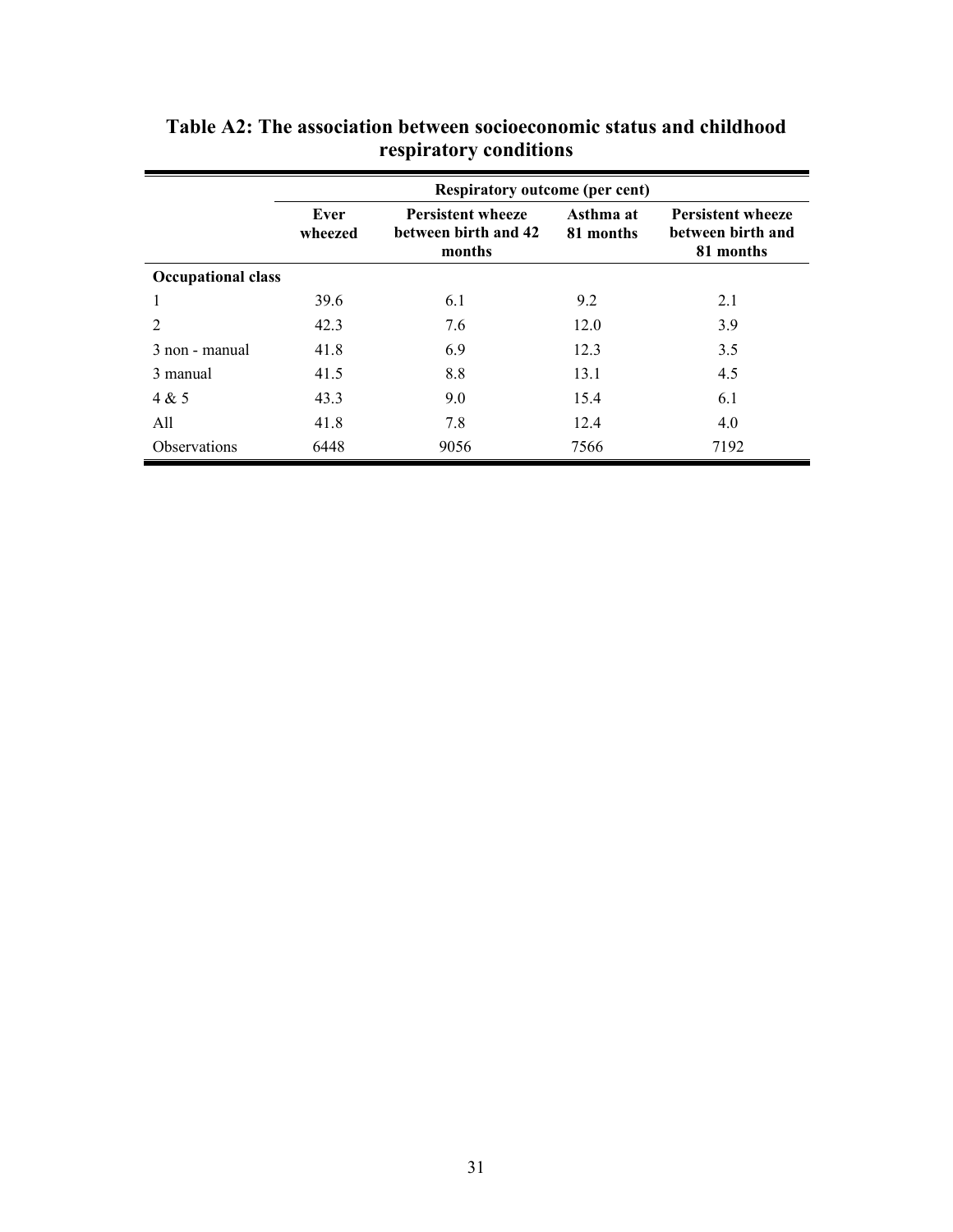# Table A2: The association between socioeconomic status and childhood respiratory conditions

| | Respiratory outcome (per cent) | | | |
|---|---|---|---|---|
| | **Ever wheezed** | **Persistent wheeze between birth and 42 months** | **Asthma at 81 months** | **Persistent wheeze between birth and 81 months** |
| **Occupational class** | | | | |
| 1 | 39.6 | 6.1 | 9.2 | 2.1 |
| 2 | 42.3 | 7.6 | 12.0 | 3.9 |
| 3 non - manual | 41.8 | 6.9 | 12.3 | 3.5 |
| 3 manual | 41.5 | 8.8 | 13.1 | 4.5 |
| 4 & 5 | 43.3 | 9.0 | 15.4 | 6.1 |
| All | 41.8 | 7.8 | 12.4 | 4.0 |
| Observations | 6448 | 9056 | 7566 | 7192 |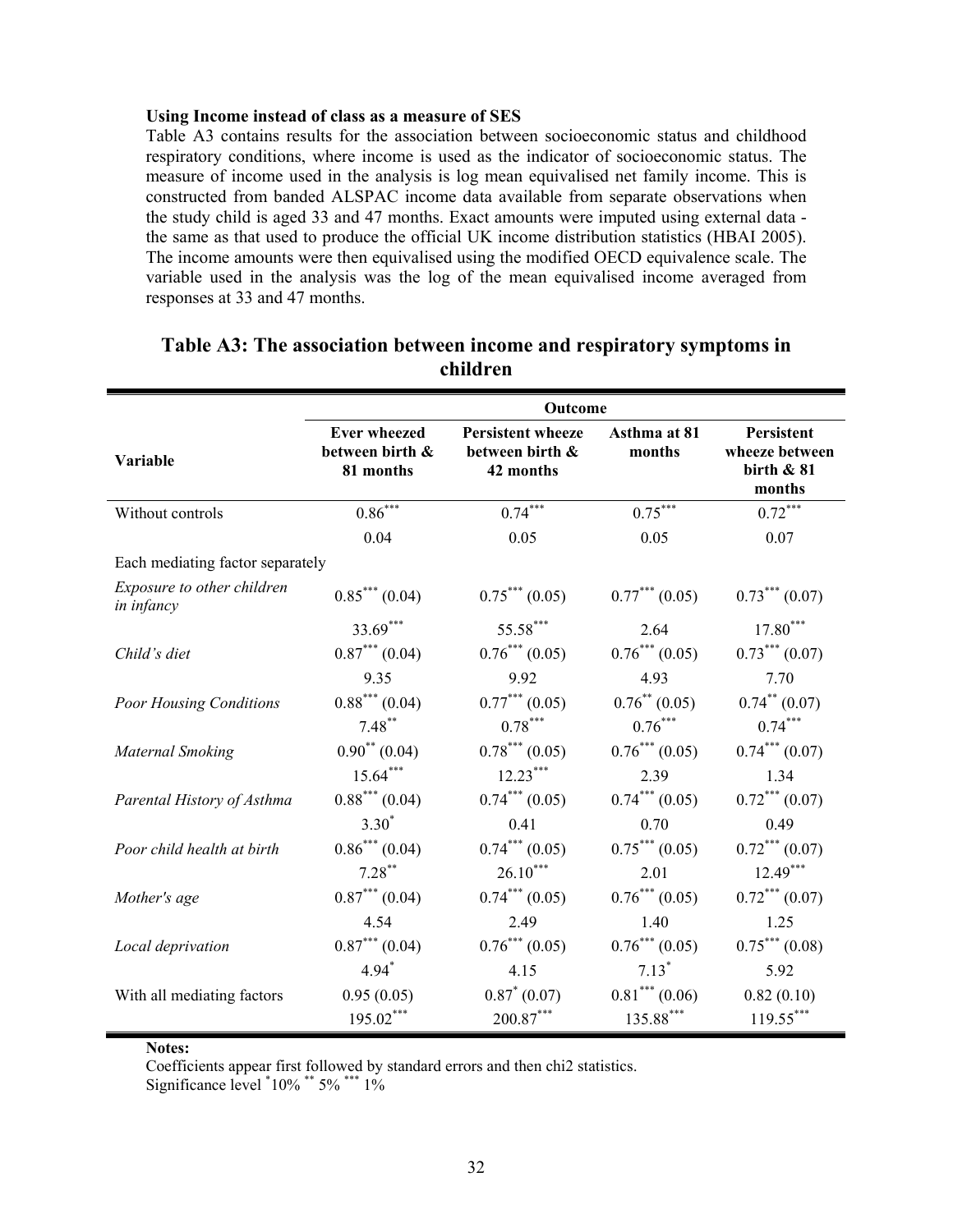**Using Income instead of class as a measure of SES**

Table A3 contains results for the association between socioeconomic status and childhood respiratory conditions, where income is used as the indicator of socioeconomic status. The measure of income used in the analysis is log mean equivalised net family income. This is constructed from banded ALSPAC income data available from separate observations when the study child is aged 33 and 47 months. Exact amounts were imputed using external data - the same as that used to produce the official UK income distribution statistics (HBAI 2005). The income amounts were then equivalised using the modified OECD equivalence scale. The variable used in the analysis was the log of the mean equivalised income averaged from responses at 33 and 47 months.

## Table A3: The association between income and respiratory symptoms in children

| | Outcome | | | |
|---|---|---|---|---|
| **Variable** | **Ever wheezed between birth & 81 months** | **Persistent wheeze between birth & 42 months** | **Asthma at 81 months** | **Persistent wheeze between birth & 81 months** |
| Without controls | 0.86*** | 0.74*** | 0.75*** | 0.72*** |
| | 0.04 | 0.05 | 0.05 | 0.07 |
| Each mediating factor separately | | | | |
| *Exposure to other children in infancy* | 0.85*** (0.04) | 0.75*** (0.05) | 0.77*** (0.05) | 0.73*** (0.07) |
| | 33.69*** | 55.58*** | 2.64 | 17.80*** |
| *Child's diet* | 0.87*** (0.04) | 0.76*** (0.05) | 0.76*** (0.05) | 0.73*** (0.07) |
| | 9.35 | 9.92 | 4.93 | 7.70 |
| *Poor Housing Conditions* | 0.88*** (0.04) | 0.77*** (0.05) | 0.76** (0.05) | 0.74** (0.07) |
| | 7.48** | 0.78*** | 0.76*** | 0.74*** |
| *Maternal Smoking* | 0.90** (0.04) | 0.78*** (0.05) | 0.76*** (0.05) | 0.74*** (0.07) |
| | 15.64*** | 12.23*** | 2.39 | 1.34 |
| *Parental History of Asthma* | 0.88*** (0.04) | 0.74*** (0.05) | 0.74*** (0.05) | 0.72*** (0.07) |
| | 3.30* | 0.41 | 0.70 | 0.49 |
| *Poor child health at birth* | 0.86*** (0.04) | 0.74*** (0.05) | 0.75*** (0.05) | 0.72*** (0.07) |
| | 7.28** | 26.10*** | 2.01 | 12.49*** |
| *Mother's age* | 0.87*** (0.04) | 0.74*** (0.05) | 0.76*** (0.05) | 0.72*** (0.07) |
| | 4.54 | 2.49 | 1.40 | 1.25 |
| *Local deprivation* | 0.87*** (0.04) | 0.76*** (0.05) | 0.76*** (0.05) | 0.75*** (0.08) |
| | 4.94* | 4.15 | 7.13* | 5.92 |
| With all mediating factors | 0.95 (0.05) | 0.87* (0.07) | 0.81*** (0.06) | 0.82 (0.10) |
| | 195.02*** | 200.87*** | 135.88*** | 119.55*** |

**Notes:**
Coefficients appear first followed by standard errors and then chi2 statistics.
Significance level * 10% ** 5% *** 1%